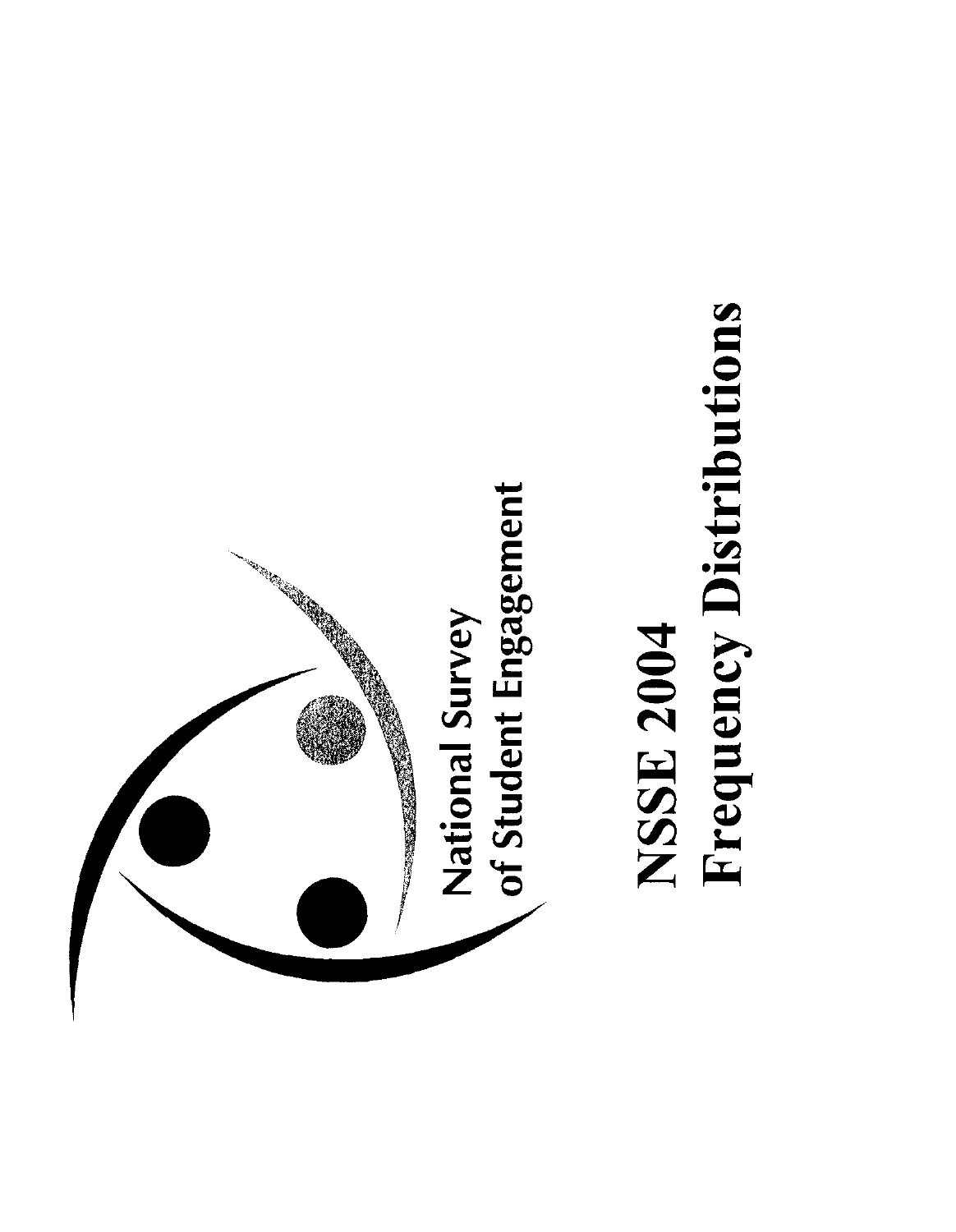National Survey
of Student Engagement

# NSSE 2004
# Frequency Distributions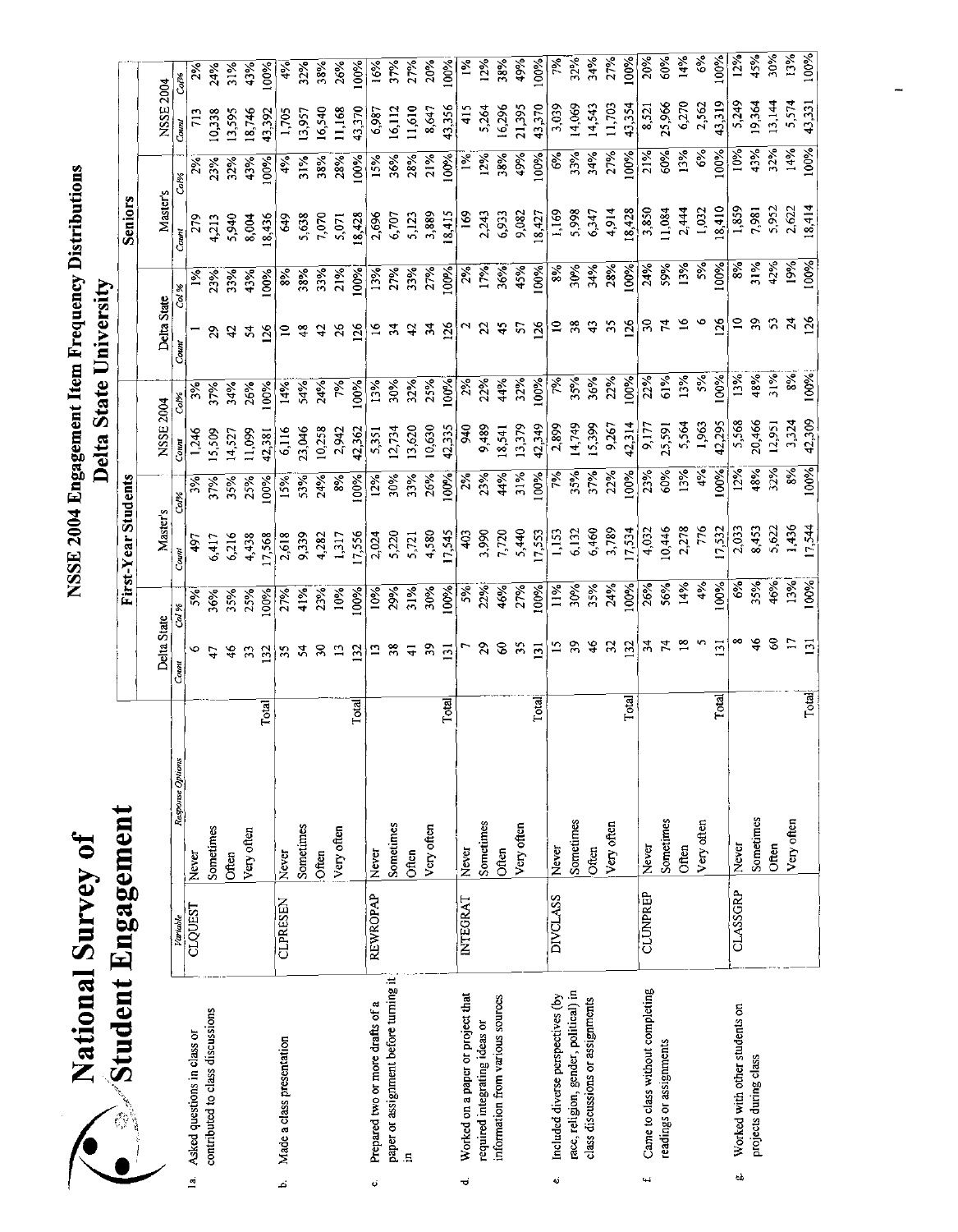# National Survey of Student Engagement

## NSSE 2004 Engagement Item Frequency Distributions

## Delta State University

| | Variable | Response Options | First-Year Students: Delta State Count | Delta State Col % | Master's Count | Master's Col% | NSSE 2004 Count | NSSE 2004 Col% | Seniors: Delta State Count | Delta State Col % | Master's Count | Master's Col% | NSSE 2004 Count | NSSE 2004 Col% |
|---|---|---|---|---|---|---|---|---|---|---|---|---|---|---|
| 1a. Asked questions in class or contributed to class discussions | CLQUEST | Never | 6 | 5% | 497 | 3% | 1,246 | 3% | 1 | 1% | 279 | 2% | 713 | 2% |
| | | Sometimes | 47 | 36% | 6,417 | 37% | 15,509 | 37% | 29 | 23% | 4,213 | 23% | 10,338 | 24% |
| | | Often | 46 | 35% | 6,216 | 35% | 14,527 | 34% | 42 | 33% | 5,940 | 32% | 13,595 | 31% |
| | | Very often | 33 | 25% | 4,438 | 25% | 11,099 | 26% | 54 | 43% | 8,004 | 43% | 18,746 | 43% |
| | | Total | 132 | 100% | 17,568 | 100% | 42,381 | 100% | 126 | 100% | 18,436 | 100% | 43,392 | 100% |
| b. Made a class presentation | CLPRESEN | Never | 35 | 27% | 2,618 | 15% | 6,116 | 14% | 10 | 8% | 649 | 4% | 1,705 | 4% |
| | | Sometimes | 54 | 41% | 9,339 | 53% | 23,046 | 54% | 48 | 38% | 5,638 | 31% | 13,957 | 32% |
| | | Often | 30 | 23% | 4,282 | 24% | 10,258 | 24% | 42 | 33% | 7,070 | 38% | 16,540 | 38% |
| | | Very often | 13 | 10% | 1,317 | 8% | 2,942 | 7% | 26 | 21% | 5,071 | 28% | 11,168 | 26% |
| | | Total | 132 | 100% | 17,556 | 100% | 42,362 | 100% | 126 | 100% | 18,428 | 100% | 43,370 | 100% |
| c. Prepared two or more drafts of a paper or assignment before turning it in | REWROPAP | Never | 13 | 10% | 2,024 | 12% | 5,351 | 13% | 16 | 13% | 2,696 | 15% | 6,987 | 16% |
| | | Sometimes | 38 | 29% | 5,220 | 30% | 12,734 | 30% | 34 | 27% | 6,707 | 36% | 16,112 | 37% |
| | | Often | 41 | 31% | 5,721 | 33% | 13,620 | 32% | 42 | 33% | 5,123 | 28% | 11,610 | 27% |
| | | Very often | 39 | 30% | 4,580 | 26% | 10,630 | 25% | 34 | 27% | 3,889 | 21% | 8,647 | 20% |
| | | Total | 131 | 100% | 17,545 | 100% | 42,335 | 100% | 126 | 100% | 18,415 | 100% | 43,356 | 100% |
| d. Worked on a paper or project that required integrating ideas or information from various sources | INTEGRAT | Never | 7 | 5% | 403 | 2% | 940 | 2% | 2 | 2% | 169 | 1% | 415 | 1% |
| | | Sometimes | 29 | 22% | 3,990 | 23% | 9,489 | 22% | 22 | 17% | 2,243 | 12% | 5,264 | 12% |
| | | Often | 60 | 46% | 7,720 | 44% | 18,541 | 44% | 45 | 36% | 6,933 | 38% | 16,296 | 38% |
| | | Very often | 35 | 27% | 5,440 | 31% | 13,379 | 32% | 57 | 45% | 9,082 | 49% | 21,395 | 49% |
| | | Total | 131 | 100% | 17,553 | 100% | 42,349 | 100% | 126 | 100% | 18,427 | 100% | 43,370 | 100% |
| e. Included diverse perspectives (by race, religion, gender, political) in class discussions or assignments | DIVCLASS | Never | 15 | 11% | 1,153 | 7% | 2,899 | 7% | 10 | 8% | 1,169 | 6% | 3,039 | 7% |
| | | Sometimes | 39 | 30% | 6,132 | 35% | 14,749 | 35% | 38 | 30% | 5,998 | 33% | 14,069 | 32% |
| | | Often | 46 | 35% | 6,460 | 37% | 15,399 | 36% | 43 | 34% | 6,347 | 34% | 14,543 | 34% |
| | | Very often | 32 | 24% | 3,789 | 22% | 9,267 | 22% | 35 | 28% | 4,914 | 27% | 11,703 | 27% |
| | | Total | 132 | 100% | 17,534 | 100% | 42,314 | 100% | 126 | 100% | 18,428 | 100% | 43,354 | 100% |
| f. Came to class without completing readings or assignments | CLUNPREP | Never | 34 | 26% | 4,032 | 23% | 9,177 | 22% | 30 | 24% | 3,850 | 21% | 8,521 | 20% |
| | | Sometimes | 74 | 56% | 10,446 | 60% | 25,591 | 61% | 74 | 59% | 11,084 | 60% | 25,966 | 60% |
| | | Often | 18 | 14% | 2,278 | 13% | 5,564 | 13% | 16 | 13% | 2,444 | 13% | 6,270 | 14% |
| | | Very often | 5 | 4% | 776 | 4% | 1,963 | 5% | 6 | 5% | 1,032 | 6% | 2,562 | 6% |
| | | Total | 131 | 100% | 17,532 | 100% | 42,295 | 100% | 126 | 100% | 18,410 | 100% | 43,319 | 100% |
| g. Worked with other students on projects during class | CLASSGRP | Never | 8 | 6% | 2,033 | 12% | 5,568 | 13% | 10 | 8% | 1,859 | 10% | 5,249 | 12% |
| | | Sometimes | 46 | 35% | 8,453 | 48% | 20,466 | 48% | 39 | 31% | 7,981 | 43% | 19,364 | 45% |
| | | Often | 60 | 46% | 5,622 | 32% | 12,951 | 31% | 53 | 42% | 5,952 | 32% | 13,144 | 30% |
| | | Very often | 17 | 13% | 1,436 | 8% | 3,324 | 8% | 24 | 19% | 2,622 | 14% | 5,574 | 13% |
| | | Total | 131 | 100% | 17,544 | 100% | 42,309 | 100% | 126 | 100% | 18,414 | 100% | 43,331 | 100% |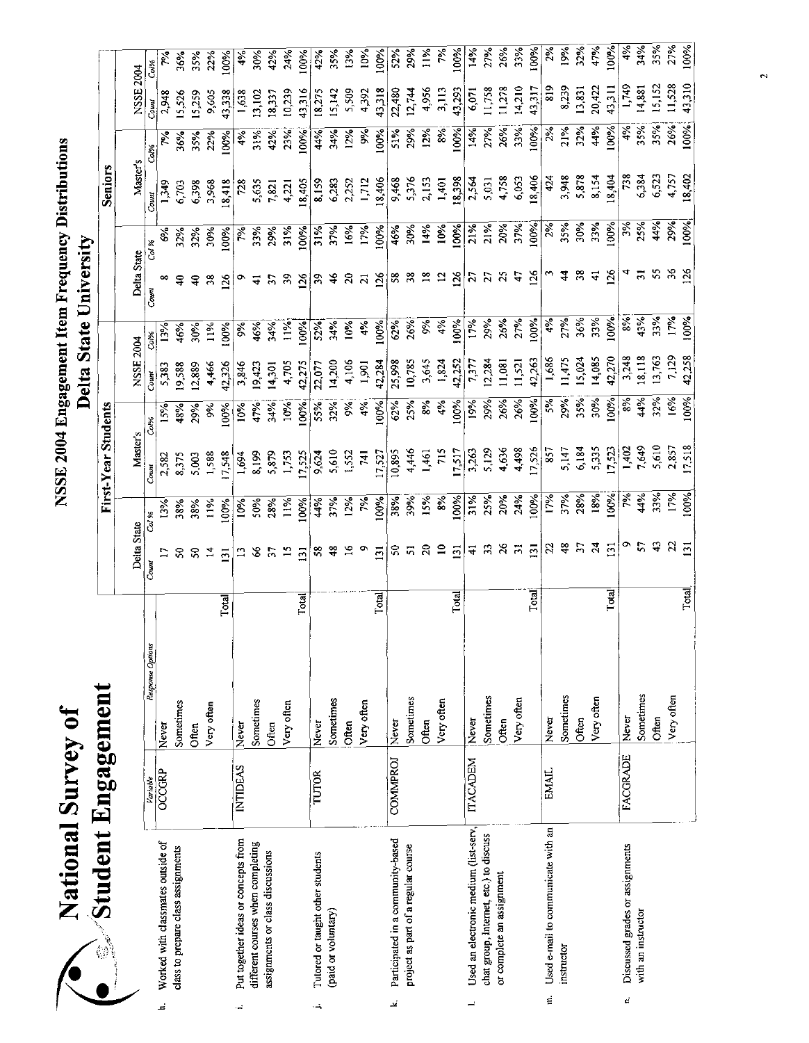# National Survey of Student Engagement

## NSSE 2004 Engagement Item Frequency Distributions

### Delta State University

| | Variable | Response Options | | First-Year Students | | | | | | Seniors | | | | | |
|---|---|---|---|---|---|---|---|---|---|---|---|---|---|---|---|
| | | | | Delta State | | Master's | | NSSE 2004 | | Delta State | | Master's | | NSSE 2004 | |
| | | | | Count | Col % | Count | Col% | Count | Col% | Count | Col % | Count | Col% | Count | Col% |
| h. Worked with classmates outside of class to prepare class assignments | OCCGRP | Never | | 17 | 13% | 2,582 | 15% | 5,383 | 13% | 8 | 6% | 1,349 | 7% | 2,948 | 7% |
| | | Sometimes | | 50 | 38% | 8,375 | 48% | 19,588 | 46% | 40 | 32% | 6,703 | 36% | 15,526 | 36% |
| | | Often | | 50 | 38% | 5,003 | 29% | 12,889 | 30% | 40 | 32% | 6,398 | 35% | 15,259 | 35% |
| | | Very often | | 14 | 11% | 1,588 | 9% | 4,466 | 11% | 38 | 30% | 3,968 | 22% | 9,605 | 22% |
| | | | Total | 131 | 100% | 17,548 | 100% | 42,326 | 100% | 126 | 100% | 18,418 | 100% | 43,338 | 100% |
| i. Put together ideas or concepts from different courses when completing assignments or class discussions | INTIDEAS | Never | | 13 | 10% | 1,694 | 10% | 3,846 | 9% | 9 | 7% | 728 | 4% | 1,638 | 4% |
| | | Sometimes | | 66 | 50% | 8,199 | 47% | 19,423 | 46% | 41 | 33% | 5,635 | 31% | 13,102 | 30% |
| | | Often | | 37 | 28% | 5,879 | 34% | 14,301 | 34% | 37 | 29% | 7,821 | 42% | 18,337 | 42% |
| | | Very often | | 15 | 11% | 1,753 | 10% | 4,705 | 11% | 39 | 31% | 4,221 | 23% | 10,239 | 24% |
| | | | Total | 131 | 100% | 17,525 | 100% | 42,275 | 100% | 126 | 100% | 18,405 | 100% | 43,316 | 100% |
| j. Tutored or taught other students (paid or voluntary) | TUTOR | Never | | 58 | 44% | 9,624 | 55% | 22,077 | 52% | 39 | 31% | 8,159 | 44% | 18,275 | 42% |
| | | Sometimes | | 48 | 37% | 5,610 | 32% | 14,200 | 34% | 46 | 37% | 6,283 | 34% | 15,142 | 35% |
| | | Often | | 16 | 12% | 1,552 | 9% | 4,106 | 10% | 20 | 16% | 2,252 | 12% | 5,509 | 13% |
| | | Very often | | 9 | 7% | 741 | 4% | 1,901 | 4% | 21 | 17% | 1,712 | 9% | 4,392 | 10% |
| | | | Total | 131 | 100% | 17,527 | 100% | 42,284 | 100% | 126 | 100% | 18,406 | 100% | 43,318 | 100% |
| k. Participated in a community-based project as part of a regular course | COMMPROJ | Never | | 50 | 38% | 10,895 | 62% | 25,998 | 62% | 58 | 46% | 9,468 | 51% | 22,480 | 52% |
| | | Sometimes | | 51 | 39% | 4,446 | 25% | 10,785 | 26% | 38 | 30% | 5,376 | 29% | 12,744 | 29% |
| | | Often | | 20 | 15% | 1,461 | 8% | 3,645 | 9% | 18 | 14% | 2,153 | 12% | 4,956 | 11% |
| | | Very often | | 10 | 8% | 715 | 4% | 1,824 | 4% | 12 | 10% | 1,401 | 8% | 3,113 | 7% |
| | | | Total | 131 | 100% | 17,517 | 100% | 42,252 | 100% | 126 | 100% | 18,398 | 100% | 43,293 | 100% |
| l. Used an electronic medium (list-serv, chat group, Internet, etc.) to discuss or complete an assignment | ITACADEM | Never | | 41 | 31% | 3,263 | 19% | 7,377 | 17% | 27 | 21% | 2,564 | 14% | 6,071 | 14% |
| | | Sometimes | | 33 | 25% | 5,129 | 29% | 12,284 | 29% | 27 | 21% | 5,031 | 27% | 11,758 | 27% |
| | | Often | | 26 | 20% | 4,636 | 26% | 11,081 | 26% | 25 | 20% | 4,758 | 26% | 11,278 | 26% |
| | | Very often | | 31 | 24% | 4,498 | 26% | 11,521 | 27% | 47 | 37% | 6,053 | 33% | 14,210 | 33% |
| | | | Total | 131 | 100% | 17,526 | 100% | 42,263 | 100% | 126 | 100% | 18,406 | 100% | 43,317 | 100% |
| m. Used e-mail to communicate with an instructor | EMAIL | Never | | 22 | 17% | 857 | 5% | 1,686 | 4% | 3 | 2% | 424 | 2% | 819 | 2% |
| | | Sometimes | | 48 | 37% | 5,147 | 29% | 11,475 | 27% | 44 | 35% | 3,948 | 21% | 8,239 | 19% |
| | | Often | | 37 | 28% | 6,184 | 35% | 15,024 | 36% | 38 | 30% | 5,878 | 32% | 13,831 | 32% |
| | | Very often | | 24 | 18% | 5,335 | 30% | 14,085 | 33% | 41 | 33% | 8,154 | 44% | 20,422 | 47% |
| | | | Total | 131 | 100% | 17,523 | 100% | 42,270 | 100% | 126 | 100% | 18,404 | 100% | 43,311 | 100% |
| n. Discussed grades or assignments with an instructor | FACGRADE | Never | | 9 | 7% | 1,402 | 8% | 3,248 | 8% | 4 | 3% | 738 | 4% | 1,749 | 4% |
| | | Sometimes | | 57 | 44% | 7,649 | 44% | 18,118 | 43% | 31 | 25% | 6,384 | 35% | 14,881 | 34% |
| | | Often | | 43 | 33% | 5,610 | 32% | 13,763 | 33% | 55 | 44% | 6,523 | 35% | 15,152 | 35% |
| | | Very often | | 22 | 17% | 2,857 | 16% | 7,129 | 17% | 36 | 29% | 4,757 | 26% | 11,528 | 27% |
| | | | Total | 131 | 100% | 17,518 | 100% | 42,258 | 100% | 126 | 100% | 18,402 | 100% | 43,310 | 100% |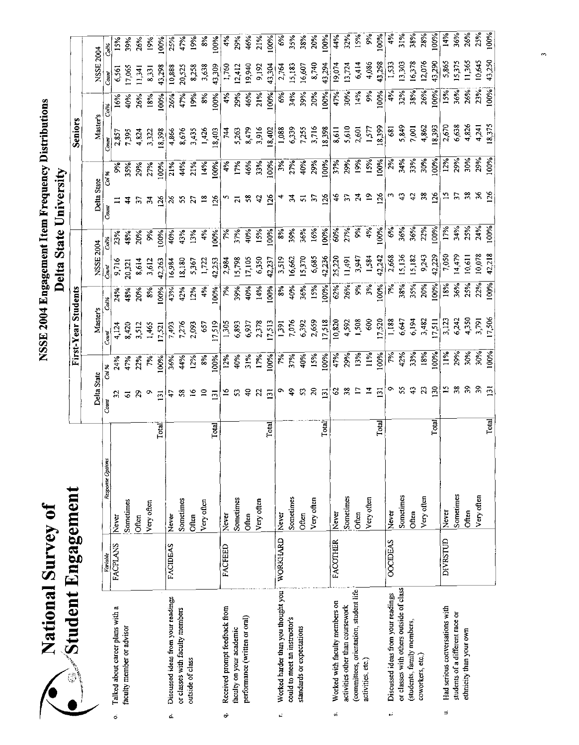# National Survey of Student Engagement

## NSSE 2004 Engagement Item Frequency Distributions

### Delta State University

| | Variable | Response Options | | First-Year Students | | | | | | Seniors | | | | | |
|---|---|---|---|---|---|---|---|---|---|---|---|---|---|---|---|
| | | | | Delta State | | Master's | | NSSE 2004 | | Delta State | | Master's | | NSSE 2004 | |
| | | | | Count | Col % | Count | Col% | Count | Col% | Count | Col % | Count | Col% | Count | Col% |
| o. Talked about career plans with a faculty member or advisor | FACPLANS | Never | | 32 | 24% | 4,124 | 24% | 9,716 | 23% | 11 | 9% | 2,857 | 16% | 6,561 | 15% |
| | | Sometimes | | 61 | 47% | 8,420 | 48% | 20,321 | 48% | 44 | 35% | 7,395 | 40% | 17,065 | 39% |
| | | Often | | 29 | 22% | 3,512 | 20% | 8,614 | 20% | 37 | 29% | 4,824 | 26% | 11,341 | 26% |
| | | Very often | | 9 | 7% | 1,465 | 8% | 3,612 | 9% | 34 | 27% | 3,322 | 18% | 8,331 | 19% |
| | | | Total | 131 | 100% | 17,521 | 100% | 42,263 | 100% | 126 | 100% | 18,398 | 100% | 43,298 | 100% |
| p. Discussed ideas from your readings or classes with faculty members outside of class | FACIDEAS | Never | | 47 | 36% | 7,493 | 43% | 16,984 | 40% | 26 | 21% | 4,866 | 26% | 10,888 | 25% |
| | | Sometimes | | 58 | 44% | 7,276 | 42% | 18,180 | 43% | 55 | 44% | 8,676 | 47% | 20,525 | 47% |
| | | Often | | 16 | 12% | 2,093 | 12% | 5,367 | 13% | 27 | 21% | 3,435 | 19% | 8,258 | 19% |
| | | Very often | | 10 | 8% | 657 | 4% | 1,722 | 4% | 18 | 14% | 1,426 | 8% | 3,638 | 8% |
| | | | Total | 131 | 100% | 17,519 | 100% | 42,253 | 100% | 126 | 100% | 18,403 | 100% | 43,309 | 100% |
| q. Received prompt feedback from faculty on your academic performance (written or oral) | FACFEED | Never | | 16 | 12% | 1,305 | 7% | 2,984 | 7% | 5 | 4% | 744 | 4% | 1,760 | 4% |
| | | Sometimes | | 53 | 40% | 6,893 | 39% | 15,798 | 37% | 21 | 17% | 5,263 | 29% | 12,412 | 29% |
| | | Often | | 40 | 31% | 6,937 | 40% | 17,105 | 40% | 58 | 46% | 8,479 | 46% | 19,940 | 46% |
| | | Very often | | 22 | 17% | 2,378 | 14% | 6,350 | 15% | 42 | 33% | 3,916 | 21% | 9,192 | 21% |
| | | | Total | 131 | 100% | 17,513 | 100% | 42,237 | 100% | 126 | 100% | 18,402 | 100% | 43,304 | 100% |
| r. Worked harder than you thought you could to meet an instructor's standards or expectations | WORKHARD | Never | | 9 | 7% | 1,391 | 8% | 3,519 | 8% | 4 | 3% | 1,088 | 6% | 2,764 | 6% |
| | | Sometimes | | 49 | 37% | 7,076 | 40% | 16,662 | 39% | 34 | 27% | 6,339 | 34% | 15,183 | 35% |
| | | Often | | 53 | 40% | 6,392 | 36% | 15,370 | 36% | 51 | 40% | 7,255 | 39% | 16,607 | 38% |
| | | Very often | | 20 | 15% | 2,659 | 15% | 6,685 | 16% | 37 | 29% | 3,716 | 20% | 8,740 | 20% |
| | | | Total | 131 | 100% | 17,518 | 100% | 42,236 | 100% | 126 | 100% | 18,398 | 100% | 43,294 | 100% |
| s. Worked with faculty members on activities other than coursework (committees, orientation, student life activities, etc.) | FACOTHER | Never | | 62 | 47% | 10,820 | 62% | 25,220 | 60% | 46 | 37% | 8,611 | 47% | 19,074 | 44% |
| | | Sometimes | | 38 | 29% | 4,592 | 26% | 11,491 | 27% | 37 | 29% | 5,610 | 30% | 13,724 | 32% |
| | | Often | | 17 | 13% | 1,508 | 9% | 3,947 | 9% | 24 | 19% | 2,601 | 14% | 6,414 | 15% |
| | | Very often | | 14 | 11% | 600 | 3% | 1,584 | 4% | 19 | 15% | 1,577 | 9% | 4,086 | 9% |
| | | | Total | 131 | 100% | 17,520 | 100% | 42,242 | 100% | 126 | 100% | 18,399 | 100% | 43,298 | 100% |
| t. Discussed ideas from your readings or classes with others outside of class (students, family members, coworkers, etc.) | OOCIDEAS | Never | | 9 | 7% | 1,188 | 7% | 2,668 | 6% | 3 | 2% | 681 | 4% | 1,533 | 4% |
| | | Sometimes | | 55 | 42% | 6,647 | 38% | 15,136 | 36% | 43 | 34% | 5,849 | 32% | 13,303 | 31% |
| | | Often | | 43 | 33% | 6,194 | 35% | 15,182 | 36% | 42 | 33% | 7,001 | 38% | 16,378 | 38% |
| | | Very often | | 23 | 18% | 3,482 | 20% | 9,243 | 22% | 38 | 30% | 4,862 | 26% | 12,076 | 28% |
| | | | Total | 130 | 100% | 17,511 | 100% | 42,229 | 100% | 126 | 100% | 18,393 | 100% | 43,290 | 100% |
| u. Had serious conversations with students of a different race or ethnicity than your own | DIVRSTUD | Never | | 15 | 11% | 3,123 | 18% | 7,050 | 17% | 15 | 12% | 2,670 | 15% | 5,865 | 14% |
| | | Sometimes | | 38 | 29% | 6,242 | 36% | 14,479 | 34% | 37 | 29% | 6,638 | 36% | 15,375 | 36% |
| | | Often | | 39 | 30% | 4,350 | 25% | 10,611 | 25% | 38 | 30% | 4,826 | 26% | 11,365 | 26% |
| | | Very often | | 39 | 30% | 3,791 | 22% | 10,078 | 24% | 36 | 29% | 4,241 | 23% | 10,645 | 25% |
| | | | Total | 131 | 100% | 17,506 | 100% | 42,218 | 100% | 126 | 100% | 18,375 | 100% | 43,250 | 100% |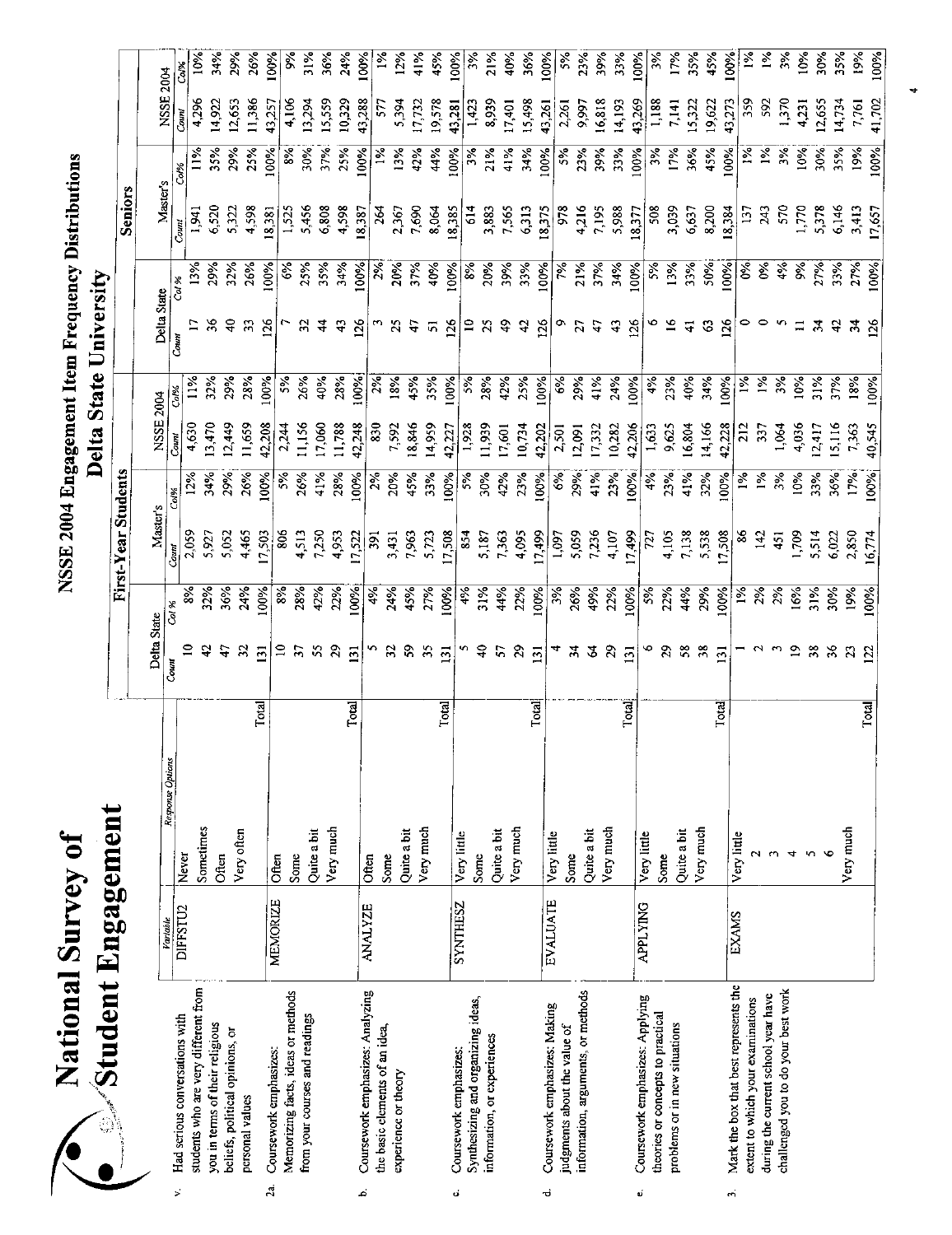# National Survey of Student Engagement

## NSSE 2004 Engagement Item Frequency Distributions

### Delta State University

| | Variable | Response Options | First-Year Students | | | | | | Seniors | | | | | |
|---|---|---|---|---|---|---|---|---|---|---|---|---|---|---|
| | | | Delta State | | Master's | | NSSE 2004 | | Delta State | | Master's | | NSSE 2004 | |
| | | | Count | Col % | Count | Col% | Count | Col% | Count | Col % | Count | Col% | Count | Col% |
| v. Had serious conversations with students who are very different from you in terms of their religious beliefs, political opinions, or personal values | DIFFSTU2 | Never | 10 | 8% | 2,059 | 12% | 4,630 | 11% | 17 | 13% | 1,941 | 11% | 4,296 | 10% |
| | | Sometimes | 42 | 32% | 5,927 | 34% | 13,470 | 32% | 36 | 29% | 6,520 | 35% | 14,922 | 34% |
| | | Often | 47 | 36% | 5,052 | 29% | 12,449 | 29% | 40 | 32% | 5,322 | 29% | 12,653 | 29% |
| | | Very often | 32 | 24% | 4,465 | 26% | 11,659 | 28% | 33 | 26% | 4,598 | 25% | 11,386 | 26% |
| | | Total | 131 | 100% | 17,503 | 100% | 42,208 | 100% | 126 | 100% | 18,381 | 100% | 43,257 | 100% |
| 2a. Coursework emphasizes: Memorizing facts, ideas or methods from your courses and readings | MEMORIZE | Often | 10 | 8% | 806 | 5% | 2,244 | 5% | 7 | 6% | 1,525 | 8% | 4,106 | 9% |
| | | Some | 37 | 28% | 4,513 | 26% | 11,156 | 26% | 32 | 25% | 5,456 | 30% | 13,294 | 31% |
| | | Quite a bit | 55 | 42% | 7,250 | 41% | 17,060 | 40% | 44 | 35% | 6,808 | 37% | 15,559 | 36% |
| | | Very much | 29 | 22% | 4,953 | 28% | 11,788 | 28% | 43 | 34% | 4,598 | 25% | 10,329 | 24% |
| | | Total | 131 | 100% | 17,522 | 100% | 42,248 | 100% | 126 | 100% | 18,387 | 100% | 43,288 | 100% |
| b. Coursework emphasizes: Analyzing the basic elements of an idea, experience or theory | ANALYZE | Often | 5 | 4% | 391 | 2% | 830 | 2% | 3 | 2% | 264 | 1% | 577 | 1% |
| | | Some | 32 | 24% | 3,431 | 20% | 7,592 | 18% | 25 | 20% | 2,367 | 13% | 5,394 | 12% |
| | | Quite a bit | 59 | 45% | 7,963 | 45% | 18,846 | 45% | 47 | 37% | 7,690 | 42% | 17,732 | 41% |
| | | Very much | 35 | 27% | 5,723 | 33% | 14,959 | 35% | 51 | 40% | 8,064 | 44% | 19,578 | 45% |
| | | Total | 131 | 100% | 17,508 | 100% | 42,227 | 100% | 126 | 100% | 18,385 | 100% | 43,281 | 100% |
| c. Coursework emphasizes: Synthesizing and organizing ideas, information, or experiences | SYNTHESZ | Very little | 5 | 4% | 854 | 5% | 1,928 | 5% | 10 | 8% | 614 | 3% | 1,423 | 3% |
| | | Some | 40 | 31% | 5,187 | 30% | 11,939 | 28% | 25 | 20% | 3,883 | 21% | 8,939 | 21% |
| | | Quite a bit | 57 | 44% | 7,363 | 42% | 17,601 | 42% | 49 | 39% | 7,565 | 41% | 17,401 | 40% |
| | | Very much | 29 | 22% | 4,095 | 23% | 10,734 | 25% | 42 | 33% | 6,313 | 34% | 15,498 | 36% |
| | | Total | 131 | 100% | 17,499 | 100% | 42,202 | 100% | 126 | 100% | 18,375 | 100% | 43,261 | 100% |
| d. Coursework emphasizes: Making judgments about the value of information, arguments, or methods | EVALUATE | Very little | 4 | 3% | 1,097 | 6% | 2,501 | 6% | 9 | 7% | 978 | 5% | 2,261 | 5% |
| | | Some | 34 | 26% | 5,059 | 29% | 12,091 | 29% | 27 | 21% | 4,216 | 23% | 9,997 | 23% |
| | | Quite a bit | 64 | 49% | 7,236 | 41% | 17,332 | 41% | 47 | 37% | 7,195 | 39% | 16,818 | 39% |
| | | Very much | 29 | 22% | 4,107 | 23% | 10,282 | 24% | 43 | 34% | 5,988 | 33% | 14,193 | 33% |
| | | Total | 131 | 100% | 17,499 | 100% | 42,206 | 100% | 126 | 100% | 18,377 | 100% | 43,269 | 100% |
| e. Coursework emphasizes: Applying theories or concepts to practical problems or in new situations | APPLYING | Very little | 6 | 5% | 727 | 4% | 1,633 | 4% | 6 | 5% | 508 | 3% | 1,188 | 3% |
| | | Some | 29 | 22% | 4,105 | 23% | 9,625 | 23% | 16 | 13% | 3,039 | 17% | 7,141 | 17% |
| | | Quite a bit | 58 | 44% | 7,138 | 41% | 16,804 | 40% | 41 | 33% | 6,637 | 36% | 15,322 | 35% |
| | | Very much | 38 | 29% | 5,538 | 32% | 14,166 | 34% | 63 | 50% | 8,200 | 45% | 19,622 | 45% |
| | | Total | 131 | 100% | 17,508 | 100% | 42,228 | 100% | 126 | 100% | 18,384 | 100% | 43,273 | 100% |
| 3. Mark the box that best represents the extent to which your examinations during the current school year have challenged you to do your best work | EXAMS | Very little | 1 | 1% | 86 | 1% | 212 | 1% | 0 | 0% | 137 | 1% | 359 | 1% |
| | | 2 | 2 | 2% | 142 | 1% | 337 | 1% | 0 | 0% | 243 | 1% | 592 | 1% |
| | | 3 | 3 | 2% | 451 | 3% | 1,064 | 3% | 5 | 4% | 570 | 3% | 1,370 | 3% |
| | | 4 | 19 | 16% | 1,709 | 10% | 4,036 | 10% | 11 | 9% | 1,770 | 10% | 4,231 | 10% |
| | | 5 | 38 | 31% | 5,514 | 33% | 12,417 | 31% | 34 | 27% | 5,378 | 30% | 12,655 | 30% |
| | | 6 | 36 | 30% | 6,022 | 36% | 15,116 | 37% | 42 | 33% | 6,146 | 35% | 14,734 | 35% |
| | | Very much | 23 | 19% | 2,850 | 17% | 7,363 | 18% | 34 | 27% | 3,413 | 19% | 7,761 | 19% |
| | | Total | 122 | 100% | 16,774 | 100% | 40,545 | 100% | 126 | 100% | 17,657 | 100% | 41,702 | 100% |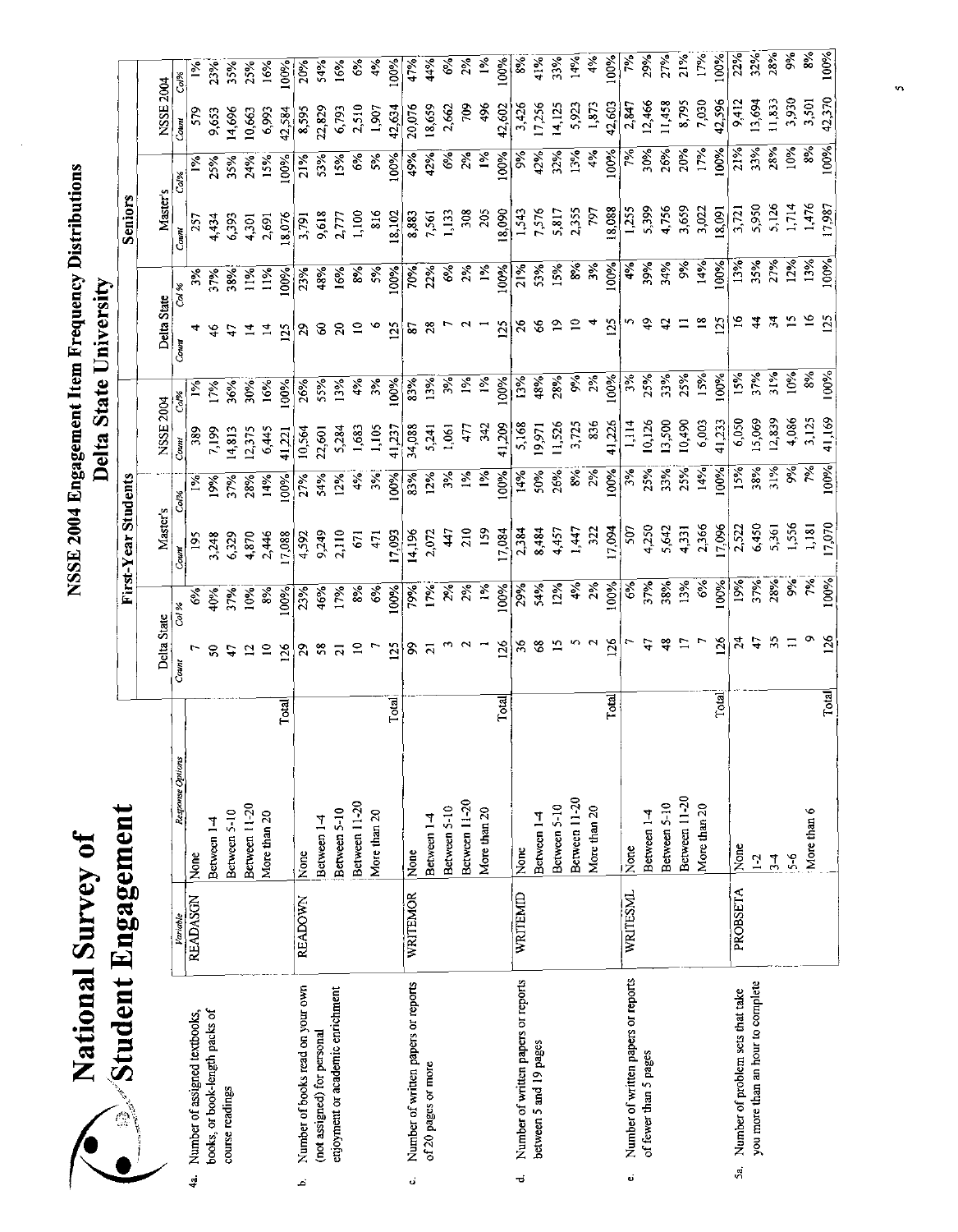# National Survey of Student Engagement

# NSSE 2004 Engagement Item Frequency Distributions

## Delta State University

| | Variable | Response Options | First-Year Students | | | | | | Seniors | | | | | |
|---|---|---|---|---|---|---|---|---|---|---|---|---|---|---|
| | | | Delta State | | Master's | | NSSE 2004 | | Delta State | | Master's | | NSSE 2004 | |
| | | | Count | Col % | Count | Col% | Count | Col% | Count | Col % | Count | Col% | Count | Col% |
| 4a. Number of assigned textbooks, books, or book-length packs of course readings | READASGN | None | 7 | 6% | 195 | 1% | 389 | 1% | 4 | 3% | 257 | 1% | 579 | 1% |
| | | Between 1-4 | 50 | 40% | 3,248 | 19% | 7,199 | 17% | 46 | 37% | 4,434 | 25% | 9,653 | 23% |
| | | Between 5-10 | 47 | 37% | 6,329 | 37% | 14,813 | 36% | 47 | 38% | 6,393 | 35% | 14,696 | 35% |
| | | Between 11-20 | 12 | 10% | 4,870 | 28% | 12,375 | 30% | 14 | 11% | 4,301 | 24% | 10,663 | 25% |
| | | More than 20 | 10 | 8% | 2,446 | 14% | 6,445 | 16% | 14 | 11% | 2,691 | 15% | 6,993 | 16% |
| | | Total | 126 | 100% | 17,088 | 100% | 41,221 | 100% | 125 | 100% | 18,076 | 100% | 42,584 | 100% |
| b. Number of books read on your own (not assigned) for personal enjoyment or academic enrichment | READOWN | None | 29 | 23% | 4,592 | 27% | 10,564 | 26% | 29 | 23% | 3,791 | 21% | 8,595 | 20% |
| | | Between 1-4 | 58 | 46% | 9,249 | 54% | 22,601 | 55% | 60 | 48% | 9,618 | 53% | 22,829 | 54% |
| | | Between 5-10 | 21 | 17% | 2,110 | 12% | 5,284 | 13% | 20 | 16% | 2,777 | 15% | 6,793 | 16% |
| | | Between 11-20 | 10 | 8% | 671 | 4% | 1,683 | 4% | 10 | 8% | 1,100 | 6% | 2,510 | 6% |
| | | More than 20 | 7 | 6% | 471 | 3% | 1,105 | 3% | 6 | 5% | 816 | 5% | 1,907 | 4% |
| | | Total | 125 | 100% | 17,093 | 100% | 41,237 | 100% | 125 | 100% | 18,102 | 100% | 42,634 | 100% |
| c. Number of written papers or reports of 20 pages or more | WRITEMOR | None | 99 | 79% | 14,196 | 83% | 34,088 | 83% | 87 | 70% | 8,883 | 49% | 20,076 | 47% |
| | | Between 1-4 | 21 | 17% | 2,072 | 12% | 5,241 | 13% | 28 | 22% | 7,561 | 42% | 18,659 | 44% |
| | | Between 5-10 | 3 | 2% | 447 | 3% | 1,061 | 3% | 7 | 6% | 1,133 | 6% | 2,662 | 6% |
| | | Between 11-20 | 2 | 2% | 210 | 1% | 477 | 1% | 2 | 2% | 308 | 2% | 709 | 2% |
| | | More than 20 | 1 | 1% | 159 | 1% | 342 | 1% | 1 | 1% | 205 | 1% | 496 | 1% |
| | | Total | 126 | 100% | 17,084 | 100% | 41,209 | 100% | 125 | 100% | 18,090 | 100% | 42,602 | 100% |
| d. Number of written papers or reports between 5 and 19 pages | WRITEMID | None | 36 | 29% | 2,384 | 14% | 5,168 | 13% | 26 | 21% | 1,543 | 9% | 3,426 | 8% |
| | | Between 1-4 | 68 | 54% | 8,484 | 50% | 19,971 | 48% | 66 | 53% | 7,576 | 42% | 17,256 | 41% |
| | | Between 5-10 | 15 | 12% | 4,457 | 26% | 11,526 | 28% | 19 | 15% | 5,817 | 32% | 14,125 | 33% |
| | | Between 11-20 | 5 | 4% | 1,447 | 8% | 3,725 | 9% | 10 | 8% | 2,355 | 13% | 5,923 | 14% |
| | | More than 20 | 2 | 2% | 322 | 2% | 836 | 2% | 4 | 3% | 797 | 4% | 1,873 | 4% |
| | | Total | 126 | 100% | 17,094 | 100% | 41,226 | 100% | 125 | 100% | 18,088 | 100% | 42,603 | 100% |
| e. Number of written papers or reports of fewer than 5 pages | WRITESML | None | 7 | 6% | 507 | 3% | 1,114 | 3% | 5 | 4% | 1,255 | 7% | 2,847 | 7% |
| | | Between 1-4 | 47 | 37% | 4,250 | 25% | 10,126 | 25% | 49 | 39% | 5,399 | 30% | 12,466 | 29% |
| | | Between 5-10 | 48 | 38% | 5,642 | 33% | 13,500 | 33% | 42 | 34% | 4,756 | 26% | 11,458 | 27% |
| | | Between 11-20 | 17 | 13% | 4,331 | 25% | 10,490 | 25% | 11 | 9% | 3,659 | 20% | 8,795 | 21% |
| | | More than 20 | 7 | 6% | 2,366 | 14% | 6,003 | 15% | 18 | 14% | 3,022 | 17% | 7,030 | 17% |
| | | Total | 126 | 100% | 17,096 | 100% | 41,233 | 100% | 125 | 100% | 18,091 | 100% | 42,596 | 100% |
| 5a. Number of problem sets that take you more than an hour to complete | PROBSETA | None | 24 | 19% | 2,522 | 15% | 6,050 | 15% | 16 | 13% | 3,721 | 21% | 9,412 | 22% |
| | | 1-2 | 47 | 37% | 6,450 | 38% | 15,069 | 37% | 44 | 35% | 5,950 | 33% | 13,694 | 32% |
| | | 3-4 | 35 | 28% | 5,361 | 31% | 12,839 | 31% | 34 | 27% | 5,126 | 28% | 11,833 | 28% |
| | | 5-6 | 11 | 9% | 1,556 | 9% | 4,086 | 10% | 15 | 12% | 1,714 | 10% | 3,930 | 9% |
| | | More than 6 | 9 | 7% | 1,181 | 7% | 3,125 | 8% | 16 | 13% | 1,476 | 8% | 3,501 | 8% |
| | | Total | 126 | 100% | 17,070 | 100% | 41,169 | 100% | 125 | 100% | 17,987 | 100% | 42,370 | 100% |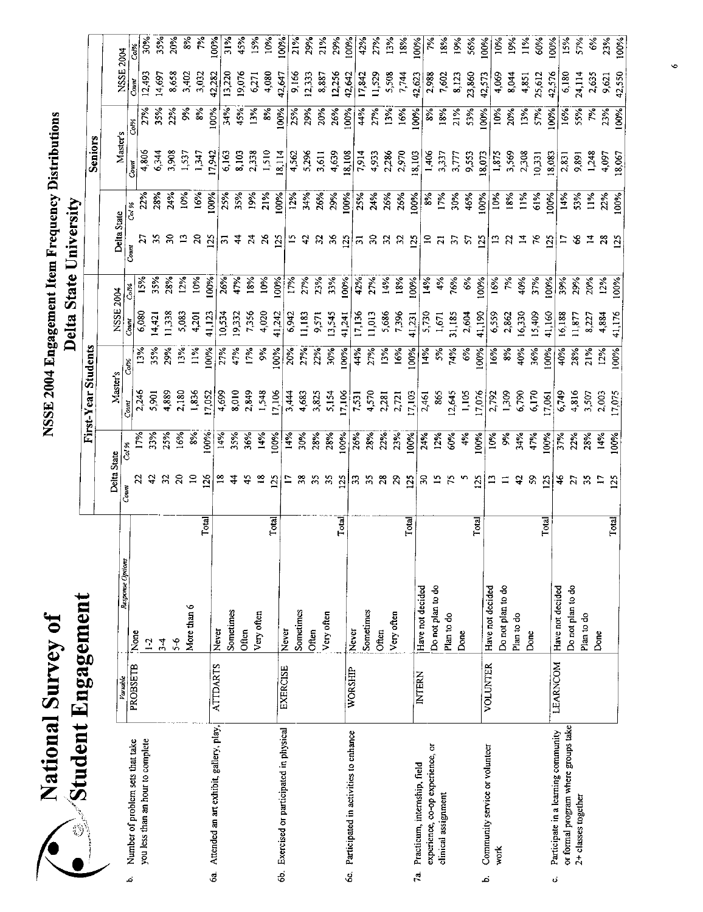# National Survey of Student Engagement

## NSSE 2004 Engagement Item Frequency Distributions

### Delta State University

| | Variable | Response Options | | First-Year Students | | | | | | Seniors | | | | | |
|---|---|---|---|---|---|---|---|---|---|---|---|---|---|---|---|
| | | | | Delta State | | Master's | | NSSE 2004 | | Delta State | | Master's | | NSSE 2004 | |
| | | | | Count | Col % | Count | Col% | Count | Col% | Count | Col % | Count | Col% | Count | Col% |
| b. Number of problem sets that take you less than an hour to complete | PROBSETB | None | | 22 | 17% | 2,246 | 13% | 6,080 | 15% | 27 | 22% | 4,806 | 27% | 12,493 | 30% |
| | | 1-2 | | 42 | 33% | 5,901 | 35% | 14,421 | 35% | 35 | 28% | 6,344 | 35% | 14,697 | 35% |
| | | 3-4 | | 32 | 25% | 4,889 | 29% | 11,338 | 28% | 30 | 24% | 3,908 | 22% | 8,658 | 20% |
| | | 5-6 | | 20 | 16% | 2,180 | 13% | 5,083 | 12% | 13 | 10% | 1,537 | 9% | 3,402 | 8% |
| | | More than 6 | | 10 | 8% | 1,836 | 11% | 4,201 | 10% | 20 | 16% | 1,347 | 8% | 3,032 | 7% |
| | | | Total | 126 | 100% | 17,052 | 100% | 41,123 | 100% | 125 | 100% | 17,942 | 100% | 42,282 | 100% |
| 6a. Attended an art exhibit, gallery, play, | ATTDARTS | Never | | 18 | 14% | 4,699 | 27% | 10,534 | 26% | 31 | 25% | 6,163 | 34% | 13,220 | 31% |
| | | Sometimes | | 44 | 35% | 8,010 | 47% | 19,332 | 47% | 44 | 35% | 8,103 | 45% | 19,076 | 45% |
| | | Often | | 45 | 36% | 2,849 | 17% | 7,356 | 18% | 24 | 19% | 2,338 | 13% | 6,271 | 15% |
| | | Very often | | 18 | 14% | 1,548 | 9% | 4,020 | 10% | 26 | 21% | 1,510 | 8% | 4,080 | 10% |
| | | | Total | 125 | 100% | 17,106 | 100% | 41,242 | 100% | 125 | 100% | 18,114 | 100% | 42,647 | 100% |
| 6b. Exercised or participated in physical | EXERCISE | Never | | 17 | 14% | 3,444 | 20% | 6,942 | 17% | 15 | 12% | 4,562 | 25% | 9,166 | 21% |
| | | Sometimes | | 38 | 30% | 4,683 | 27% | 11,183 | 27% | 42 | 34% | 5,296 | 29% | 12,333 | 29% |
| | | Often | | 35 | 28% | 3,825 | 22% | 9,571 | 23% | 32 | 26% | 3,611 | 20% | 8,887 | 21% |
| | | Very often | | 35 | 28% | 5,154 | 30% | 13,545 | 33% | 36 | 29% | 4,639 | 26% | 12,256 | 29% |
| | | | Total | 125 | 100% | 17,106 | 100% | 41,241 | 100% | 125 | 100% | 18,108 | 100% | 42,642 | 100% |
| 6c. Participated in activities to enhance | WORSHIP | Never | | 33 | 26% | 7,531 | 44% | 17,136 | 42% | 31 | 25% | 7,914 | 44% | 17,842 | 42% |
| | | Sometimes | | 35 | 28% | 4,570 | 27% | 11,013 | 27% | 30 | 24% | 4,933 | 27% | 11,529 | 27% |
| | | Often | | 28 | 22% | 2,281 | 13% | 5,686 | 14% | 32 | 26% | 2,286 | 13% | 5,508 | 13% |
| | | Very often | | 29 | 23% | 2,721 | 16% | 7,396 | 18% | 32 | 26% | 2,970 | 16% | 7,744 | 18% |
| | | | Total | 125 | 100% | 17,103 | 100% | 41,231 | 100% | 125 | 100% | 18,103 | 100% | 42,623 | 100% |
| 7a. Practicum, internship, field experience, co-op experience, or clinical assignment | INTERN | Have not decided | | 30 | 24% | 2,461 | 14% | 5,730 | 14% | 10 | 8% | 1,406 | 8% | 2,988 | 7% |
| | | Do not plan to do | | 15 | 12% | 865 | 5% | 1,671 | 4% | 21 | 17% | 3,337 | 18% | 7,602 | 18% |
| | | Plan to do | | 75 | 60% | 12,645 | 74% | 31,185 | 76% | 37 | 30% | 3,777 | 21% | 8,123 | 19% |
| | | Done | | 5 | 4% | 1,105 | 6% | 2,604 | 6% | 57 | 46% | 9,553 | 53% | 23,860 | 56% |
| | | | Total | 125 | 100% | 17,076 | 100% | 41,190 | 100% | 125 | 100% | 18,073 | 100% | 42,573 | 100% |
| b. Community service or volunteer work | VOLUNTER | Have not decided | | 13 | 10% | 2,792 | 16% | 6,559 | 16% | 13 | 10% | 1,875 | 10% | 4,069 | 10% |
| | | Do not plan to do | | 11 | 9% | 1,309 | 8% | 2,862 | 7% | 22 | 18% | 3,569 | 20% | 8,044 | 19% |
| | | Plan to do | | 42 | 34% | 6,790 | 40% | 16,330 | 40% | 14 | 11% | 2,308 | 13% | 4,851 | 11% |
| | | Done | | 59 | 47% | 6,170 | 36% | 15,409 | 37% | 76 | 61% | 10,331 | 57% | 25,612 | 60% |
| | | | Total | 125 | 100% | 17,061 | 100% | 41,160 | 100% | 125 | 100% | 18,083 | 100% | 42,576 | 100% |
| c. Participate in a learning community or formal program where groups take 2+ classes together | LEARNCOM | Have not decided | | 46 | 37% | 6,749 | 40% | 16,188 | 39% | 17 | 14% | 2,831 | 16% | 6,180 | 15% |
| | | Do not plan to do | | 27 | 22% | 4,816 | 28% | 11,877 | 29% | 66 | 53% | 9,891 | 55% | 24,114 | 57% |
| | | Plan to do | | 35 | 28% | 3,507 | 21% | 8,227 | 20% | 14 | 11% | 1,248 | 7% | 2,635 | 6% |
| | | Done | | 17 | 14% | 2,003 | 12% | 4,884 | 12% | 28 | 22% | 4,097 | 23% | 9,621 | 23% |
| | | | Total | 125 | 100% | 17,075 | 100% | 41,176 | 100% | 125 | 100% | 18,067 | 100% | 42,550 | 100% |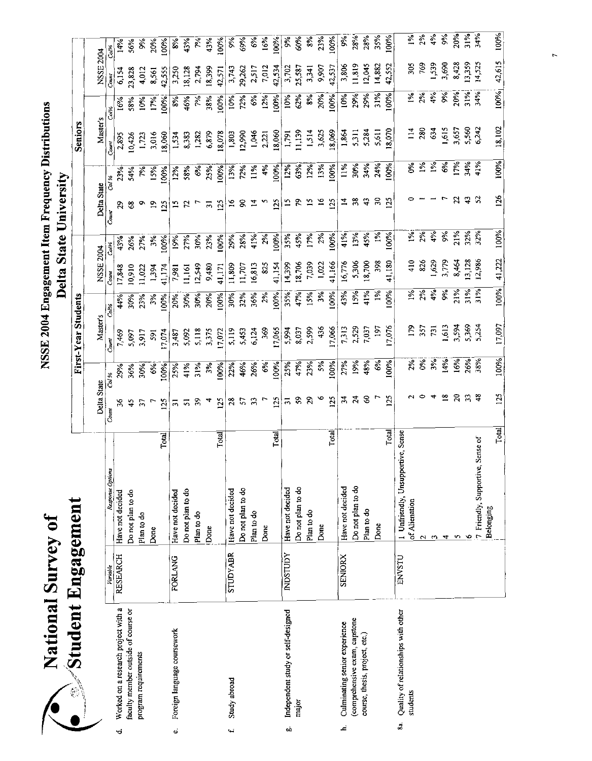# National Survey of Student Engagement

## NSSE 2004 Engagement Item Frequency Distributions

## Delta State University

| | Variable | Response Options | | First-Year Students | | | | | | Seniors | | | | | |
|---|---|---|---|---|---|---|---|---|---|---|---|---|---|---|---|
| | | | | Delta State | | Master's | | NSSE 2004 | | Delta State | | Master's | | NSSE 2004 | |
| | | | | Count | Col % | Count | Col% | Count | Col% | Count | Col % | Count | Col% | Count | Col% |
| d. Worked on a research project with a faculty member outside of course or program requirements | RESEARCH | Have not decided | | 36 | 29% | 7,469 | 44% | 17,848 | 43% | 29 | 23% | 2,895 | 16% | 6,154 | 14% |
| | | Do not plan to do | | 45 | 36% | 5,097 | 30% | 10,910 | 26% | 68 | 54% | 10,426 | 58% | 23,828 | 56% |
| | | Plan to do | | 37 | 30% | 3,917 | 23% | 11,022 | 27% | 9 | 7% | 1,723 | 10% | 4,012 | 9% |
| | | Done | | 7 | 6% | 591 | 3% | 1,394 | 3% | 19 | 15% | 3,016 | 17% | 8,561 | 20% |
| | | | Total | 125 | 100% | 17,074 | 100% | 41,174 | 100% | 125 | 100% | 18,060 | 100% | 42,555 | 100% |
| e. Foreign language coursework | FORLANG | Have not decided | | 31 | 25% | 3,487 | 20% | 7,981 | 19% | 15 | 12% | 1,534 | 8% | 3,250 | 8% |
| | | Do not plan to do | | 51 | 41% | 5,092 | 30% | 11,161 | 27% | 72 | 58% | 8,383 | 46% | 18,128 | 43% |
| | | Plan to do | | 39 | 31% | 5,118 | 30% | 12,549 | 30% | 7 | 6% | 1,282 | 7% | 2,794 | 7% |
| | | Done | | 4 | 3% | 3,375 | 20% | 9,480 | 23% | 31 | 25% | 6,879 | 38% | 18,399 | 43% |
| | | | Total | 125 | 100% | 17,072 | 100% | 41,171 | 100% | 125 | 100% | 18,078 | 100% | 42,571 | 100% |
| f. Study abroad | STUDYABR | Have not decided | | 28 | 22% | 5,119 | 30% | 11,809 | 29% | 16 | 13% | 1,803 | 10% | 3,743 | 9% |
| | | Do not plan to do | | 57 | 46% | 5,453 | 32% | 11,707 | 28% | 90 | 72% | 12,990 | 72% | 29,262 | 69% |
| | | Plan to do | | 33 | 26% | 6,124 | 36% | 16,813 | 41% | 14 | 11% | 1,046 | 6% | 2,517 | 6% |
| | | Done | | 7 | 6% | 369 | 2% | 825 | 2% | 5 | 4% | 2,221 | 12% | 7,012 | 16% |
| | | | Total | 125 | 100% | 17,065 | 100% | 41,154 | 100% | 125 | 100% | 18,060 | 100% | 42,534 | 100% |
| g. Independent study or self-designed major | INDSTUDY | Have not decided | | 31 | 25% | 5,994 | 35% | 14,399 | 35% | 15 | 12% | 1,791 | 10% | 3,702 | 9% |
| | | Do not plan to do | | 59 | 47% | 8,037 | 47% | 18,706 | 45% | 79 | 63% | 11,139 | 62% | 25,587 | 60% |
| | | Plan to do | | 29 | 23% | 2,599 | 15% | 7,039 | 17% | 15 | 12% | 1,514 | 8% | 3,341 | 8% |
| | | Done | | 6 | 5% | 436 | 3% | 1,022 | 2% | 16 | 13% | 3,625 | 20% | 9,907 | 23% |
| | | | Total | 125 | 100% | 17,066 | 100% | 41,166 | 100% | 125 | 100% | 18,069 | 100% | 42,537 | 100% |
| h. Culminating senior experience (comprehensive exam, capstone course, thesis, project, etc.) | SENIORX | Have not decided | | 34 | 27% | 7,313 | 43% | 16,776 | 41% | 14 | 11% | 1,864 | 10% | 3,806 | 9% |
| | | Do not plan to do | | 24 | 19% | 2,529 | 15% | 5,306 | 13% | 38 | 30% | 5,311 | 29% | 11,819 | 28% |
| | | Plan to do | | 60 | 48% | 7,037 | 41% | 18,700 | 45% | 43 | 34% | 5,284 | 29% | 12,045 | 28% |
| | | Done | | 7 | 6% | 197 | 1% | 398 | 1% | 30 | 24% | 5,611 | 31% | 14,882 | 35% |
| | | | Total | 125 | 100% | 17,076 | 100% | 41,180 | 100% | 125 | 100% | 18,070 | 100% | 42,552 | 100% |
| 8a. Quality of relationships with other students | ENVSTU | 1 Unfriendly, Unsupportive, Sense of Alienation | | 2 | 2% | 179 | 1% | 410 | 1% | 0 | 0% | 114 | 1% | 305 | 1% |
| | | 2 | | 0 | 0% | 357 | 2% | 826 | 2% | 1 | 1% | 280 | 2% | 769 | 2% |
| | | 3 | | 4 | 3% | 731 | 4% | 1,629 | 4% | 1 | 1% | 634 | 4% | 1,539 | 4% |
| | | 4 | | 18 | 14% | 1,613 | 9% | 3,779 | 9% | 7 | 6% | 1,615 | 9% | 3,690 | 9% |
| | | 5 | | 20 | 16% | 3,594 | 21% | 8,464 | 21% | 22 | 17% | 3,657 | 20% | 8,428 | 20% |
| | | 6 | | 33 | 26% | 5,369 | 31% | 13,128 | 32% | 43 | 34% | 5,560 | 31% | 13,359 | 31% |
| | | 7 Friendly, Supportive, Sense of Belonging | | 48 | 38% | 5,254 | 31% | 12,986 | 32% | 52 | 41% | 6,242 | 34% | 14,525 | 34% |
| | | | Total | 125 | 100% | 17,097 | 100% | 41,222 | 100% | 126 | 100% | 18,102 | 100% | 42,615 | 100% |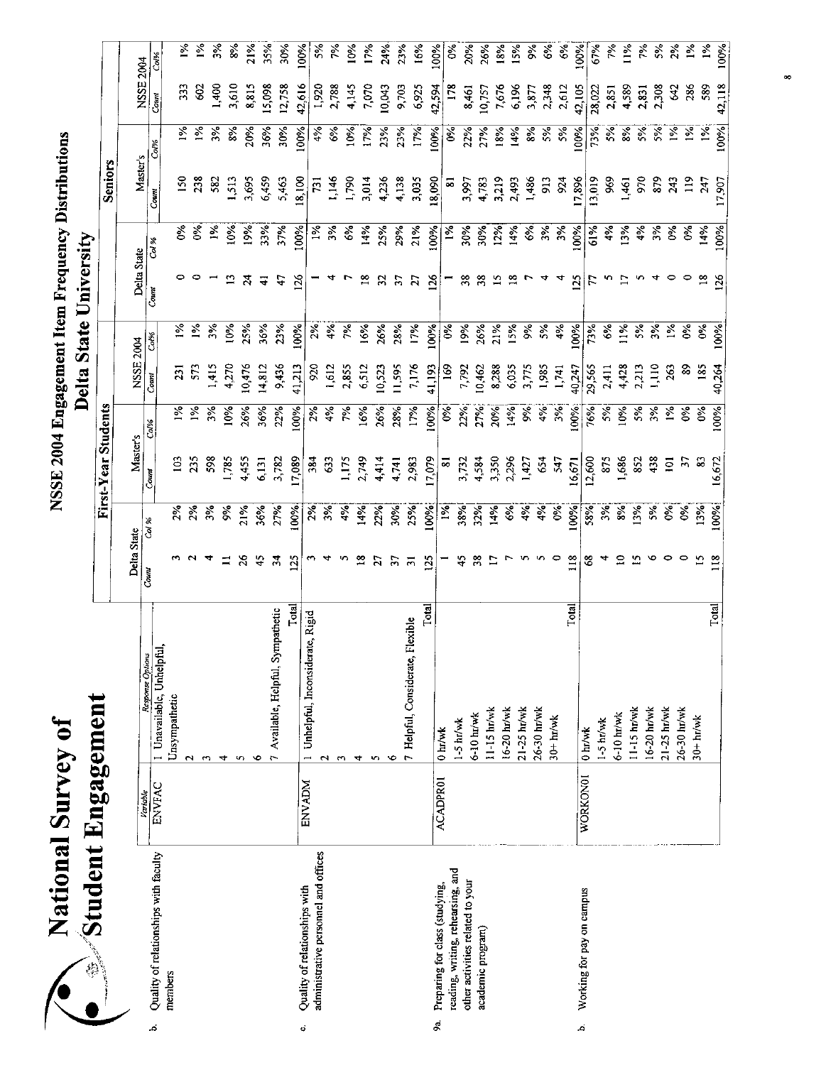# National Survey of Student Engagement

## NSSE 2004 Engagement Item Frequency Distributions

### Delta State University

| | Variable | Response Options | First-Year Students | | | | | | Seniors | | | | | |
|---|---|---|---|---|---|---|---|---|---|---|---|---|---|---|
| | | | Delta State | | Master's | | NSSE 2004 | | Delta State | | Master's | | NSSE 2004 | |
| | | | Count | Col % | Count | Col% | Count | Col% | Count | Col % | Count | Col% | Count | Col% |
| b. Quality of relationships with faculty members | ENVFAC | 1 Unavailable, Unhelpful, Unsympathetic | 3 | 2% | 103 | 1% | 231 | 1% | 0 | 0% | 150 | 1% | 333 | 1% |
| | | 2 | 2 | 2% | 235 | 1% | 573 | 1% | 0 | 0% | 238 | 1% | 602 | 1% |
| | | 3 | 4 | 3% | 598 | 3% | 1,415 | 3% | 1 | 1% | 582 | 3% | 1,400 | 3% |
| | | 4 | 11 | 9% | 1,785 | 10% | 4,270 | 10% | 13 | 10% | 1,513 | 8% | 3,610 | 8% |
| | | 5 | 26 | 21% | 4,455 | 26% | 10,476 | 25% | 24 | 19% | 3,695 | 20% | 8,815 | 21% |
| | | 6 | 45 | 36% | 6,131 | 36% | 14,812 | 36% | 41 | 33% | 6,459 | 36% | 15,098 | 35% |
| | | 7 Available, Helpful, Sympathetic | 34 | 27% | 3,782 | 22% | 9,436 | 23% | 47 | 37% | 5,463 | 30% | 12,758 | 30% |
| | | Total | 125 | 100% | 17,089 | 100% | 41,213 | 100% | 126 | 100% | 18,100 | 100% | 42,616 | 100% |
| c. Quality of relationships with administrative personnel and offices | ENVADM | 1 Unhelpful, Inconsiderate, Rigid | 3 | 2% | 384 | 2% | 920 | 2% | 1 | 1% | 731 | 4% | 1,920 | 5% |
| | | 2 | 4 | 3% | 633 | 4% | 1,612 | 4% | 4 | 3% | 1,146 | 6% | 2,788 | 7% |
| | | 3 | 5 | 4% | 1,175 | 7% | 2,855 | 7% | 7 | 6% | 1,790 | 10% | 4,145 | 10% |
| | | 4 | 18 | 14% | 2,749 | 16% | 6,512 | 16% | 18 | 14% | 3,014 | 17% | 7,070 | 17% |
| | | 5 | 27 | 22% | 4,414 | 26% | 10,523 | 26% | 32 | 25% | 4,236 | 23% | 10,043 | 24% |
| | | 6 | 37 | 30% | 4,741 | 28% | 11,595 | 28% | 37 | 29% | 4,138 | 23% | 9,703 | 23% |
| | | 7 Helpful, Considerate, Flexible | 31 | 25% | 2,983 | 17% | 7,176 | 17% | 27 | 21% | 3,035 | 17% | 6,925 | 16% |
| | | Total | 125 | 100% | 17,079 | 100% | 41,193 | 100% | 126 | 100% | 18,090 | 100% | 42,594 | 100% |
| 9a. Preparing for class (studying, reading, writing, rehearsing, and other activities related to your academic program) | ACADPR01 | 0 hr/wk | 1 | 1% | 81 | 0% | 169 | 0% | 1 | 1% | 81 | 0% | 178 | 0% |
| | | 1-5 hr/wk | 45 | 38% | 3,732 | 22% | 7,792 | 19% | 38 | 30% | 3,997 | 22% | 8,461 | 20% |
| | | 6-10 hr/wk | 38 | 32% | 4,584 | 27% | 10,462 | 26% | 38 | 30% | 4,783 | 27% | 10,757 | 26% |
| | | 11-15 hr/wk | 17 | 14% | 3,350 | 20% | 8,288 | 21% | 15 | 12% | 3,219 | 18% | 7,676 | 18% |
| | | 16-20 hr/wk | 7 | 6% | 2,296 | 14% | 6,035 | 15% | 18 | 14% | 2,493 | 14% | 6,196 | 15% |
| | | 21-25 hr/wk | 5 | 4% | 1,427 | 9% | 3,775 | 9% | 7 | 6% | 1,486 | 8% | 3,877 | 9% |
| | | 26-30 hr/wk | 5 | 4% | 654 | 4% | 1,985 | 5% | 4 | 3% | 913 | 5% | 2,348 | 6% |
| | | 30+ hr/wk | 0 | 0% | 547 | 3% | 1,741 | 4% | 4 | 3% | 924 | 5% | 2,612 | 6% |
| | | Total | 118 | 100% | 16,671 | 100% | 40,247 | 100% | 125 | 100% | 17,896 | 100% | 42,105 | 100% |
| b. Working for pay on campus | WORKON01 | 0 hr/wk | 68 | 58% | 12,600 | 76% | 29,565 | 73% | 77 | 61% | 13,019 | 73% | 28,022 | 67% |
| | | 1-5 hr/wk | 4 | 3% | 875 | 5% | 2,411 | 6% | 5 | 4% | 969 | 5% | 2,851 | 7% |
| | | 6-10 hr/wk | 10 | 8% | 1,686 | 10% | 4,428 | 11% | 17 | 13% | 1,461 | 8% | 4,589 | 11% |
| | | 11-15 hr/wk | 15 | 13% | 852 | 5% | 2,213 | 5% | 5 | 4% | 970 | 5% | 2,831 | 7% |
| | | 16-20 hr/wk | 6 | 5% | 438 | 3% | 1,110 | 3% | 4 | 3% | 879 | 5% | 2,308 | 5% |
| | | 21-25 hr/wk | 0 | 0% | 101 | 1% | 263 | 1% | 0 | 0% | 243 | 1% | 642 | 2% |
| | | 26-30 hr/wk | 0 | 0% | 37 | 0% | 89 | 0% | 0 | 0% | 119 | 1% | 286 | 1% |
| | | 30+ hr/wk | 15 | 13% | 83 | 0% | 185 | 0% | 18 | 14% | 247 | 1% | 589 | 1% |
| | | Total | 118 | 100% | 16,672 | 100% | 40,264 | 100% | 126 | 100% | 17,907 | 100% | 42,118 | 100% |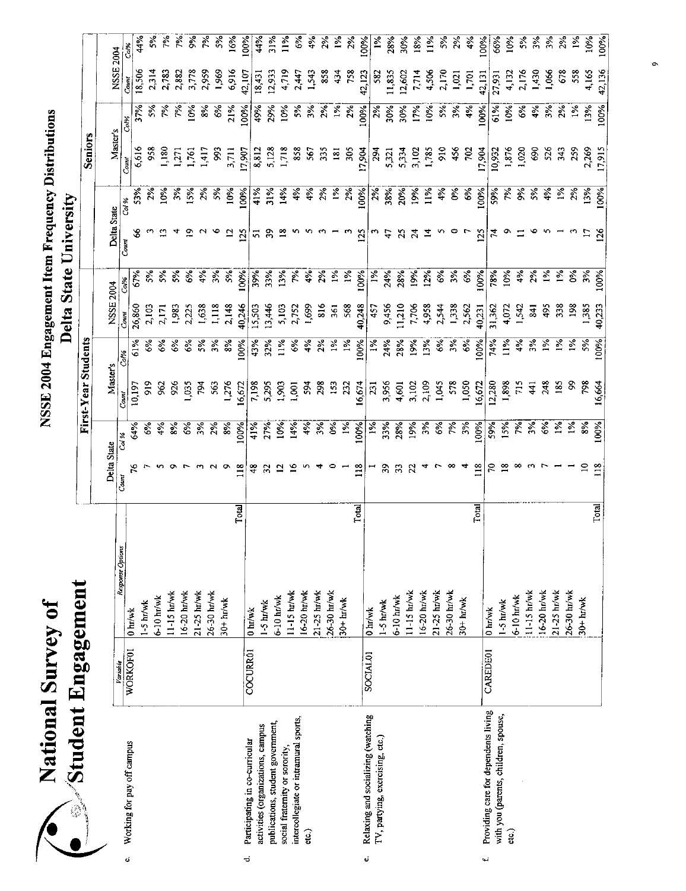# National Survey of Student Engagement

## NSSE 2004 Engagement Item Frequency Distributions

### Delta State University

| | Variable | Response Options | | First-Year Students | | | | | | Seniors | | | | | |
|---|---|---|---|---|---|---|---|---|---|---|---|---|---|---|---|
| | | | | Delta State | | Master's | | NSSE 2004 | | Delta State | | Master's | | NSSE 2004 | |
| | | | | Count | Col % | Count | Col% | Count | Col% | Count | Col % | Count | Col% | Count | Col% |
| c. Working for pay off campus | WORKOF01 | 0 hr/wk | | 76 | 64% | 10,197 | 61% | 26,860 | 67% | 66 | 53% | 6,616 | 37% | 18,506 | 44% |
| | | 1-5 hr/wk | | 7 | 6% | 919 | 6% | 2,103 | 5% | 3 | 2% | 958 | 5% | 2,314 | 5% |
| | | 6-10 hr/wk | | 5 | 4% | 962 | 6% | 2,171 | 5% | 13 | 10% | 1,180 | 7% | 2,783 | 7% |
| | | 11-15 hr/wk | | 9 | 8% | 926 | 6% | 1,983 | 5% | 4 | 3% | 1,271 | 7% | 2,882 | 7% |
| | | 16-20 hr/wk | | 7 | 6% | 1,035 | 6% | 2,225 | 6% | 19 | 15% | 1,761 | 10% | 3,778 | 9% |
| | | 21-25 hr/wk | | 3 | 3% | 794 | 5% | 1,638 | 4% | 2 | 2% | 1,417 | 8% | 2,959 | 7% |
| | | 26-30 hr/wk | | 2 | 2% | 563 | 3% | 1,118 | 3% | 6 | 5% | 993 | 6% | 1,969 | 5% |
| | | 30+ hr/wk | | 9 | 8% | 1,276 | 8% | 2,148 | 5% | 12 | 10% | 3,711 | 21% | 6,916 | 16% |
| | | | Total | 118 | 100% | 16,672 | 100% | 40,246 | 100% | 125 | 100% | 17,907 | 100% | 42,107 | 100% |
| d. Participating in co-curricular activities (organizations, campus publications, student government, social fraternity or sorority, intercollegiate or intramural sports, etc.) | COCURR01 | 0 hr/wk | | 48 | 41% | 7,198 | 43% | 15,503 | 39% | 51 | 41% | 8,812 | 49% | 18,431 | 44% |
| | | 1-5 hr/wk | | 32 | 27% | 5,295 | 32% | 13,446 | 33% | 39 | 31% | 5,128 | 29% | 12,933 | 31% |
| | | 6-10 hr/wk | | 12 | 10% | 1,903 | 11% | 5,103 | 13% | 18 | 14% | 1,718 | 10% | 4,719 | 11% |
| | | 11-15 hr/wk | | 16 | 14% | 1,001 | 6% | 2,752 | 7% | 5 | 4% | 858 | 5% | 2,447 | 6% |
| | | 16-20 hr/wk | | 5 | 4% | 594 | 4% | 1,699 | 4% | 5 | 4% | 567 | 3% | 1,543 | 4% |
| | | 21-25 hr/wk | | 4 | 3% | 298 | 2% | 816 | 2% | 3 | 2% | 335 | 2% | 858 | 2% |
| | | 26-30 hr/wk | | 0 | 0% | 153 | 1% | 361 | 1% | 1 | 1% | 181 | 1% | 434 | 1% |
| | | 30+ hr/wk | | 1 | 1% | 232 | 1% | 568 | 1% | 3 | 2% | 305 | 2% | 758 | 2% |
| | | | Total | 118 | 100% | 16,674 | 100% | 40,248 | 100% | 125 | 100% | 17,904 | 100% | 42,123 | 100% |
| e. Relaxing and socializing (watching TV, partying, exercising, etc.) | SOCIAL01 | 0 hr/wk | | 1 | 1% | 231 | 1% | 457 | 1% | 3 | 2% | 294 | 2% | 582 | 1% |
| | | 1-5 hr/wk | | 39 | 33% | 3,956 | 24% | 9,456 | 24% | 47 | 38% | 5,321 | 30% | 11,835 | 28% |
| | | 6-10 hr/wk | | 33 | 28% | 4,601 | 28% | 11,210 | 28% | 25 | 20% | 5,334 | 30% | 12,602 | 30% |
| | | 11-15 hr/wk | | 22 | 19% | 3,102 | 19% | 7,706 | 19% | 24 | 19% | 3,102 | 17% | 7,714 | 18% |
| | | 16-20 hr/wk | | 4 | 3% | 2,109 | 13% | 4,958 | 12% | 14 | 11% | 1,785 | 10% | 4,506 | 11% |
| | | 21-25 hr/wk | | 7 | 6% | 1,045 | 6% | 2,544 | 6% | 5 | 4% | 910 | 5% | 2,170 | 5% |
| | | 26-30 hr/wk | | 8 | 7% | 578 | 3% | 1,338 | 3% | 0 | 0% | 456 | 3% | 1,021 | 2% |
| | | 30+ hr/wk | | 4 | 3% | 1,050 | 6% | 2,562 | 6% | 7 | 6% | 702 | 4% | 1,701 | 4% |
| | | | Total | 118 | 100% | 16,672 | 100% | 40,231 | 100% | 125 | 100% | 17,904 | 100% | 42,131 | 100% |
| f. Providing care for dependents living with you (parents, children, spouse, etc.) | CAREDE01 | 0 hr/wk | | 70 | 59% | 12,280 | 74% | 31,362 | 78% | 74 | 59% | 10,932 | 61% | 27,931 | 66% |
| | | 1-5 hr/wk | | 18 | 15% | 1,898 | 11% | 4,072 | 10% | 9 | 7% | 1,876 | 10% | 4,132 | 10% |
| | | 6-10 hr/wk | | 8 | 7% | 715 | 4% | 1,542 | 4% | 11 | 9% | 1,020 | 6% | 2,176 | 5% |
| | | 11-15 hr/wk | | 3 | 3% | 441 | 3% | 841 | 2% | 6 | 5% | 690 | 4% | 1,430 | 3% |
| | | 16-20 hr/wk | | 7 | 6% | 248 | 1% | 495 | 1% | 5 | 4% | 526 | 3% | 1,066 | 3% |
| | | 21-25 hr/wk | | 1 | 1% | 185 | 1% | 338 | 1% | 1 | 1% | 343 | 2% | 678 | 2% |
| | | 26-30 hr/wk | | 1 | 1% | 99 | 1% | 198 | 0% | 3 | 2% | 259 | 1% | 558 | 1% |
| | | 30+ hr/wk | | 10 | 8% | 798 | 5% | 1,385 | 3% | 17 | 13% | 2,269 | 13% | 4,165 | 10% |
| | | | Total | 118 | 100% | 16,664 | 100% | 40,233 | 100% | 126 | 100% | 17,915 | 100% | 42,136 | 100% |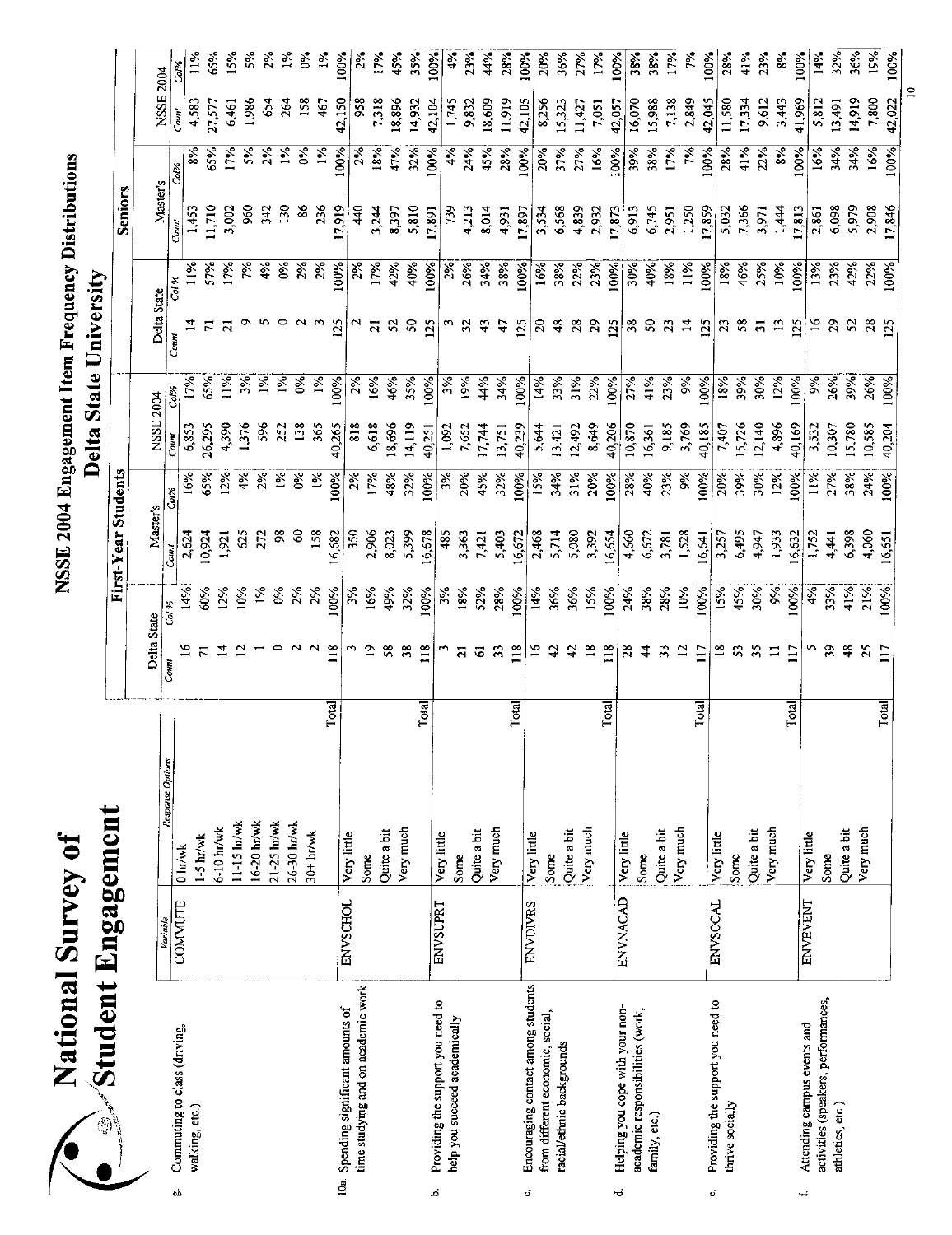# National Survey of Student Engagement

## NSSE 2004 Engagement Item Frequency Distributions

### Delta State University

| | Variable | Response Options | | First-Year Students | | | | | | Seniors | | | | | |
|---|---|---|---|---|---|---|---|---|---|---|---|---|---|---|---|
| | | | | Delta State | | Master's | | NSSE 2004 | | Delta State | | Master's | | NSSE 2004 | |
| | | | | Count | Col % | Count | Col% | Count | Col% | Count | Col % | Count | Col% | Count | Col% |
| g. Commuting to class (driving, walking, etc.) | COMMUTE | 0 hr/wk | | 16 | 14% | 2,624 | 16% | 6,853 | 17% | 14 | 11% | 1,453 | 8% | 4,583 | 11% |
| | | 1-5 hr/wk | | 71 | 60% | 10,924 | 65% | 26,295 | 65% | 71 | 57% | 11,710 | 65% | 27,577 | 65% |
| | | 6-10 hr/wk | | 14 | 12% | 1,921 | 12% | 4,390 | 11% | 21 | 17% | 3,002 | 17% | 6,461 | 15% |
| | | 11-15 hr/wk | | 12 | 10% | 625 | 4% | 1,376 | 3% | 9 | 7% | 960 | 5% | 1,986 | 5% |
| | | 16-20 hr/wk | | 1 | 1% | 272 | 2% | 596 | 1% | 5 | 4% | 342 | 2% | 654 | 2% |
| | | 21-25 hr/wk | | 0 | 0% | 98 | 1% | 252 | 1% | 0 | 0% | 130 | 1% | 264 | 1% |
| | | 26-30 hr/wk | | 2 | 2% | 60 | 0% | 138 | 0% | 2 | 2% | 86 | 0% | 158 | 0% |
| | | 30+ hr/wk | | 2 | 2% | 158 | 1% | 365 | 1% | 3 | 2% | 236 | 1% | 467 | 1% |
| | | | Total | 118 | 100% | 16,682 | 100% | 40,265 | 100% | 125 | 100% | 17,919 | 100% | 42,150 | 100% |
| 10a. Spending significant amounts of time studying and on academic work | ENVSCHOL | Very little | | 3 | 3% | 350 | 2% | 818 | 2% | 2 | 2% | 440 | 2% | 958 | 2% |
| | | Some | | 19 | 16% | 2,906 | 17% | 6,618 | 16% | 21 | 17% | 3,244 | 18% | 7,318 | 17% |
| | | Quite a bit | | 58 | 49% | 8,023 | 48% | 18,696 | 46% | 52 | 42% | 8,397 | 47% | 18,896 | 45% |
| | | Very much | | 38 | 32% | 5,399 | 32% | 14,119 | 35% | 50 | 40% | 5,810 | 32% | 14,932 | 35% |
| | | | Total | 118 | 100% | 16,678 | 100% | 40,251 | 100% | 125 | 100% | 17,891 | 100% | 42,104 | 100% |
| b. Providing the support you need to help you succeed academically | ENVSUPRT | Very little | | 3 | 3% | 485 | 3% | 1,092 | 3% | 3 | 2% | 739 | 4% | 1,745 | 4% |
| | | Some | | 21 | 18% | 3,363 | 20% | 7,652 | 19% | 32 | 26% | 4,213 | 24% | 9,832 | 23% |
| | | Quite a bit | | 61 | 52% | 7,421 | 45% | 17,744 | 44% | 43 | 34% | 8,014 | 45% | 18,609 | 44% |
| | | Very much | | 33 | 28% | 5,403 | 32% | 13,751 | 34% | 47 | 38% | 4,931 | 28% | 11,919 | 28% |
| | | | Total | 118 | 100% | 16,672 | 100% | 40,239 | 100% | 125 | 100% | 17,897 | 100% | 42,105 | 100% |
| c. Encouraging contact among students from different economic, social, racial/ethnic backgrounds | ENVDIVRS | Very little | | 16 | 14% | 2,468 | 15% | 5,644 | 14% | 20 | 16% | 3,534 | 20% | 8,256 | 20% |
| | | Some | | 42 | 36% | 5,714 | 34% | 13,421 | 33% | 48 | 38% | 6,568 | 37% | 15,323 | 36% |
| | | Quite a bit | | 42 | 36% | 5,080 | 31% | 12,492 | 31% | 28 | 22% | 4,839 | 27% | 11,427 | 27% |
| | | Very much | | 18 | 15% | 3,392 | 20% | 8,649 | 22% | 29 | 23% | 2,932 | 16% | 7,051 | 17% |
| | | | Total | 118 | 100% | 16,654 | 100% | 40,206 | 100% | 125 | 100% | 17,873 | 100% | 42,057 | 100% |
| d. Helping you cope with your non-academic responsibilities (work, family, etc.) | ENVNACAD | Very little | | 28 | 24% | 4,660 | 28% | 10,870 | 27% | 38 | 30% | 6,913 | 39% | 16,070 | 38% |
| | | Some | | 44 | 38% | 6,672 | 40% | 16,361 | 41% | 50 | 40% | 6,745 | 38% | 15,988 | 38% |
| | | Quite a bit | | 33 | 28% | 3,781 | 23% | 9,185 | 23% | 23 | 18% | 2,951 | 17% | 7,138 | 17% |
| | | Very much | | 12 | 10% | 1,528 | 9% | 3,769 | 9% | 14 | 11% | 1,250 | 7% | 2,849 | 7% |
| | | | Total | 117 | 100% | 16,641 | 100% | 40,185 | 100% | 125 | 100% | 17,859 | 100% | 42,045 | 100% |
| e. Providing the support you need to thrive socially | ENVSOCAL | Very little | | 18 | 15% | 3,257 | 20% | 7,407 | 18% | 23 | 18% | 5,032 | 28% | 11,580 | 28% |
| | | Some | | 53 | 45% | 6,495 | 39% | 15,726 | 39% | 58 | 46% | 7,366 | 41% | 17,334 | 41% |
| | | Quite a bit | | 35 | 30% | 4,947 | 30% | 12,140 | 30% | 31 | 25% | 3,971 | 22% | 9,612 | 23% |
| | | Very much | | 11 | 9% | 1,933 | 12% | 4,896 | 12% | 13 | 10% | 1,444 | 8% | 3,443 | 8% |
| | | | Total | 117 | 100% | 16,632 | 100% | 40,169 | 100% | 125 | 100% | 17,813 | 100% | 41,969 | 100% |
| f. Attending campus events and activities (speakers, performances, athletics, etc.) | ENVEVENT | Very little | | 5 | 4% | 1,752 | 11% | 3,532 | 9% | 16 | 13% | 2,861 | 16% | 5,812 | 14% |
| | | Some | | 39 | 33% | 4,441 | 27% | 10,307 | 26% | 29 | 23% | 6,098 | 34% | 13,491 | 32% |
| | | Quite a bit | | 48 | 41% | 6,398 | 38% | 15,780 | 39% | 52 | 42% | 5,979 | 34% | 14,919 | 36% |
| | | Very much | | 25 | 21% | 4,060 | 24% | 10,585 | 26% | 28 | 22% | 2,908 | 16% | 7,800 | 19% |
| | | | Total | 117 | 100% | 16,651 | 100% | 40,204 | 100% | 125 | 100% | 17,846 | 100% | 42,022 | 100% |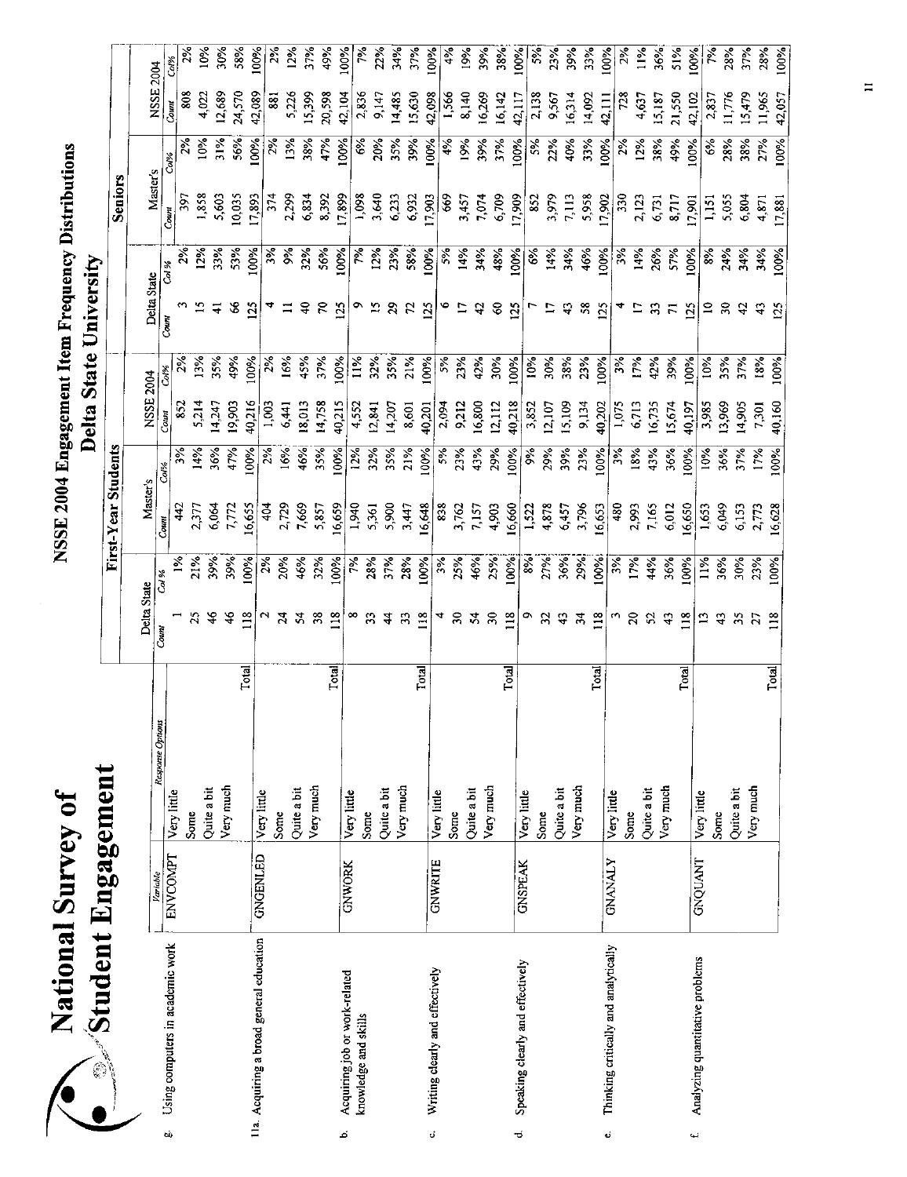# National Survey of Student Engagement

## NSSE 2004 Engagement Item Frequency Distributions

## Delta State University

| | Variable | Response Options | First-Year Students | | | | | | Seniors | | | | | |
|---|---|---|---|---|---|---|---|---|---|---|---|---|---|---|
| | | | Delta State | | Master's | | NSSE 2004 | | Delta State | | Master's | | NSSE 2004 | |
| | | | Count | Col % | Count | Col% | Count | Col% | Count | Col % | Count | Col% | Count | Col% |
| g. Using computers in academic work | ENVCOMPT | Very little | 1 | 1% | 442 | 3% | 852 | 2% | 3 | 2% | 397 | 2% | 808 | 2% |
| | | Some | 25 | 21% | 2,377 | 14% | 5,214 | 13% | 15 | 12% | 1,858 | 10% | 4,022 | 10% |
| | | Quite a bit | 46 | 39% | 6,064 | 36% | 14,247 | 35% | 41 | 33% | 5,603 | 31% | 12,689 | 30% |
| | | Very much | 46 | 39% | 7,772 | 47% | 19,903 | 49% | 66 | 53% | 10,035 | 56% | 24,570 | 58% |
| | | Total | 118 | 100% | 16,655 | 100% | 40,216 | 100% | 125 | 100% | 17,893 | 100% | 42,089 | 100% |
| 11a. Acquiring a broad general education | GNGENLED | Very little | 2 | 2% | 404 | 2% | 1,003 | 2% | 4 | 3% | 374 | 2% | 881 | 2% |
| | | Some | 24 | 20% | 2,729 | 16% | 6,441 | 16% | 11 | 9% | 2,299 | 13% | 5,226 | 12% |
| | | Quite a bit | 54 | 46% | 7,669 | 46% | 18,013 | 45% | 40 | 32% | 6,834 | 38% | 15,399 | 37% |
| | | Very much | 38 | 32% | 5,857 | 35% | 14,758 | 37% | 70 | 56% | 8,392 | 47% | 20,598 | 49% |
| | | Total | 118 | 100% | 16,659 | 100% | 40,215 | 100% | 125 | 100% | 17,899 | 100% | 42,104 | 100% |
| b. Acquiring job or work-related knowledge and skills | GNWORK | Very little | 8 | 7% | 1,940 | 12% | 4,552 | 11% | 9 | 7% | 1,098 | 6% | 2,836 | 7% |
| | | Some | 33 | 28% | 5,361 | 32% | 12,841 | 32% | 15 | 12% | 3,640 | 20% | 9,147 | 22% |
| | | Quite a bit | 44 | 37% | 5,900 | 35% | 14,207 | 35% | 29 | 23% | 6,233 | 35% | 14,485 | 34% |
| | | Very much | 33 | 28% | 3,447 | 21% | 8,601 | 21% | 72 | 58% | 6,932 | 39% | 15,630 | 37% |
| | | Total | 118 | 100% | 16,648 | 100% | 40,201 | 100% | 125 | 100% | 17,903 | 100% | 42,098 | 100% |
| c. Writing clearly and effectively | GNWRITE | Very little | 4 | 3% | 838 | 5% | 2,094 | 5% | 6 | 5% | 669 | 4% | 1,566 | 4% |
| | | Some | 30 | 25% | 3,762 | 23% | 9,212 | 23% | 17 | 14% | 3,457 | 19% | 8,140 | 19% |
| | | Quite a bit | 54 | 46% | 7,157 | 43% | 16,800 | 42% | 42 | 34% | 7,074 | 39% | 16,269 | 39% |
| | | Very much | 30 | 25% | 4,903 | 29% | 12,112 | 30% | 60 | 48% | 6,709 | 37% | 16,142 | 38% |
| | | Total | 118 | 100% | 16,660 | 100% | 40,218 | 100% | 125 | 100% | 17,909 | 100% | 42,117 | 100% |
| d. Speaking clearly and effectively | GNSPEAK | Very little | 9 | 8% | 1,522 | 9% | 3,852 | 10% | 7 | 6% | 852 | 5% | 2,138 | 5% |
| | | Some | 32 | 27% | 4,878 | 29% | 12,107 | 30% | 17 | 14% | 3,979 | 22% | 9,567 | 23% |
| | | Quite a bit | 43 | 36% | 6,457 | 39% | 15,109 | 38% | 43 | 34% | 7,113 | 40% | 16,314 | 39% |
| | | Very much | 34 | 29% | 3,796 | 23% | 9,134 | 23% | 58 | 46% | 5,958 | 33% | 14,092 | 33% |
| | | Total | 118 | 100% | 16,653 | 100% | 40,202 | 100% | 125 | 100% | 17,902 | 100% | 42,111 | 100% |
| e. Thinking critically and analytically | GNANALY | Very little | 3 | 3% | 480 | 3% | 1,075 | 3% | 4 | 3% | 330 | 2% | 728 | 2% |
| | | Some | 20 | 17% | 2,993 | 18% | 6,713 | 17% | 17 | 14% | 2,123 | 12% | 4,637 | 11% |
| | | Quite a bit | 52 | 44% | 7,165 | 43% | 16,735 | 42% | 33 | 26% | 6,731 | 38% | 15,187 | 36% |
| | | Very much | 43 | 36% | 6,012 | 36% | 15,674 | 39% | 71 | 57% | 8,717 | 49% | 21,550 | 51% |
| | | Total | 118 | 100% | 16,650 | 100% | 40,197 | 100% | 125 | 100% | 17,901 | 100% | 42,102 | 100% |
| f. Analyzing quantitative problems | GNQUANT | Very little | 13 | 11% | 1,653 | 10% | 3,985 | 10% | 10 | 8% | 1,151 | 6% | 2,837 | 7% |
| | | Some | 43 | 36% | 6,049 | 36% | 13,969 | 35% | 30 | 24% | 5,055 | 28% | 11,776 | 28% |
| | | Quite a bit | 35 | 30% | 6,153 | 37% | 14,905 | 37% | 42 | 34% | 6,804 | 38% | 15,479 | 37% |
| | | Very much | 27 | 23% | 2,773 | 17% | 7,301 | 18% | 43 | 34% | 4,871 | 27% | 11,965 | 28% |
| | | Total | 118 | 100% | 16,628 | 100% | 40,160 | 100% | 125 | 100% | 17,881 | 100% | 42,057 | 100% |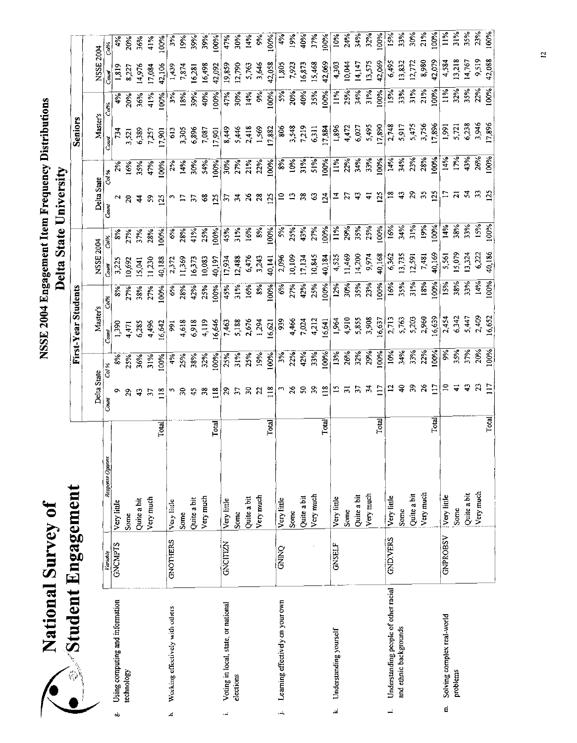# National Survey of Student Engagement

## NSSE 2004 Engagement Item Frequency Distributions

## Delta State University

| | Variable | Response Options | First-Year Students | | | | | | Seniors | | | | | |
|---|---|---|---|---|---|---|---|---|---|---|---|---|---|---|
| | | | Delta State | | Master's | | NSSE 2004 | | Delta State | | Master's | | NSSE 2004 | |
| | | | Count | Col % | Count | Col% | Count | Col% | Count | Col % | Count | Col% | Count | Col% |
| g. Using computing and information technology | GNCMPTS | Very little | 9 | 8% | 1,390 | 8% | 3,225 | 8% | 2 | 2% | 734 | 4% | 1,819 | 4% |
| | | Some | 29 | 25% | 4,471 | 27% | 10,692 | 27% | 20 | 16% | 3,521 | 20% | 8,227 | 20% |
| | | Quite a bit | 43 | 36% | 6,285 | 38% | 15,041 | 37% | 44 | 35% | 6,389 | 36% | 14,976 | 36% |
| | | Very much | 37 | 31% | 4,496 | 27% | 11,230 | 28% | 59 | 47% | 7,257 | 41% | 17,084 | 41% |
| | | Total | 118 | 100% | 16,642 | 100% | 40,188 | 100% | 125 | 100% | 17,901 | 100% | 42,106 | 100% |
| h. Working effectively with others | GNOTHERS | Very little | 5 | 4% | 991 | 6% | 2,372 | 6% | 3 | 2% | 613 | 3% | 1,439 | 3% |
| | | Some | 30 | 25% | 4,618 | 28% | 11,369 | 28% | 17 | 14% | 3,305 | 18% | 7,874 | 19% |
| | | Quite a bit | 45 | 38% | 6,918 | 42% | 16,373 | 41% | 37 | 30% | 6,896 | 39% | 16,281 | 39% |
| | | Very much | 38 | 32% | 4,119 | 25% | 10,083 | 25% | 68 | 54% | 7,087 | 40% | 16,498 | 39% |
| | | Total | 118 | 100% | 16,646 | 100% | 40,197 | 100% | 125 | 100% | 17,901 | 100% | 42,092 | 100% |
| i. Voting in local, state, or national elections | GNCITIZN | Very little | 29 | 25% | 7,463 | 45% | 17,934 | 45% | 37 | 30% | 8,449 | 47% | 19,859 | 47% |
| | | Some | 37 | 31% | 5,188 | 31% | 12,488 | 31% | 34 | 27% | 5,446 | 30% | 12,790 | 30% |
| | | Quite a bit | 30 | 25% | 2,676 | 16% | 6,476 | 16% | 26 | 21% | 2,418 | 14% | 5,763 | 14% |
| | | Very much | 22 | 19% | 1,294 | 8% | 3,243 | 8% | 28 | 22% | 1,569 | 9% | 3,646 | 9% |
| | | Total | 118 | 100% | 16,621 | 100% | 40,141 | 100% | 125 | 100% | 17,882 | 100% | 42,058 | 100% |
| j. Learning effectively on your own | GNINQ | Very little | 3 | 3% | 939 | 6% | 2,096 | 5% | 10 | 8% | 806 | 5% | 1,805 | 4% |
| | | Some | 26 | 22% | 4,466 | 27% | 10,109 | 25% | 13 | 10% | 3,548 | 20% | 7,923 | 19% |
| | | Quite a bit | 50 | 42% | 7,024 | 42% | 17,134 | 43% | 38 | 31% | 7,219 | 40% | 16,873 | 40% |
| | | Very much | 39 | 33% | 4,212 | 25% | 10,845 | 27% | 63 | 51% | 6,311 | 35% | 15,468 | 37% |
| | | Total | 118 | 100% | 16,641 | 100% | 40,184 | 100% | 124 | 100% | 17,884 | 100% | 42,069 | 100% |
| k. Understanding yourself | GNSELF | Very little | 15 | 13% | 1,964 | 12% | 4,525 | 11% | 14 | 11% | 1,896 | 11% | 4,303 | 10% |
| | | Some | 31 | 26% | 4,910 | 30% | 11,469 | 29% | 27 | 22% | 4,472 | 25% | 10,044 | 24% |
| | | Quite a bit | 37 | 32% | 5,855 | 35% | 14,200 | 35% | 43 | 34% | 6,027 | 34% | 14,147 | 34% |
| | | Very much | 34 | 29% | 3,908 | 23% | 9,974 | 25% | 41 | 33% | 5,495 | 31% | 13,575 | 32% |
| | | Total | 117 | 100% | 16,637 | 100% | 40,168 | 100% | 125 | 100% | 17,890 | 100% | 42,069 | 100% |
| l. Understanding people of other racial and ethnic backgrounds | GNDIVERS | Very little | 12 | 10% | 2,713 | 16% | 6,362 | 16% | 18 | 14% | 2,748 | 15% | 6,495 | 15% |
| | | Some | 40 | 34% | 5,763 | 35% | 13,735 | 34% | 43 | 34% | 5,917 | 33% | 13,832 | 33% |
| | | Quite a bit | 39 | 33% | 5,203 | 31% | 12,591 | 31% | 29 | 23% | 5,475 | 31% | 12,772 | 30% |
| | | Very much | 26 | 22% | 2,960 | 18% | 7,481 | 19% | 35 | 28% | 3,756 | 21% | 8,980 | 21% |
| | | Total | 117 | 100% | 16,639 | 100% | 40,169 | 100% | 125 | 100% | 17,896 | 100% | 42,079 | 100% |
| m. Solving complex real-world problems | GNPROBSV | Very little | 10 | 9% | 2,454 | 15% | 5,561 | 14% | 17 | 14% | 1,991 | 11% | 4,584 | 11% |
| | | Some | 41 | 35% | 6,342 | 38% | 15,079 | 38% | 21 | 17% | 5,721 | 32% | 13,218 | 31% |
| | | Quite a bit | 43 | 37% | 5,447 | 33% | 13,324 | 33% | 54 | 43% | 6,238 | 35% | 14,767 | 35% |
| | | Very much | 23 | 20% | 2,409 | 14% | 6,222 | 15% | 33 | 26% | 3,946 | 22% | 9,519 | 23% |
| | | Total | 117 | 100% | 16,652 | 100% | 40,186 | 100% | 125 | 100% | 17,896 | 100% | 42,088 | 100% |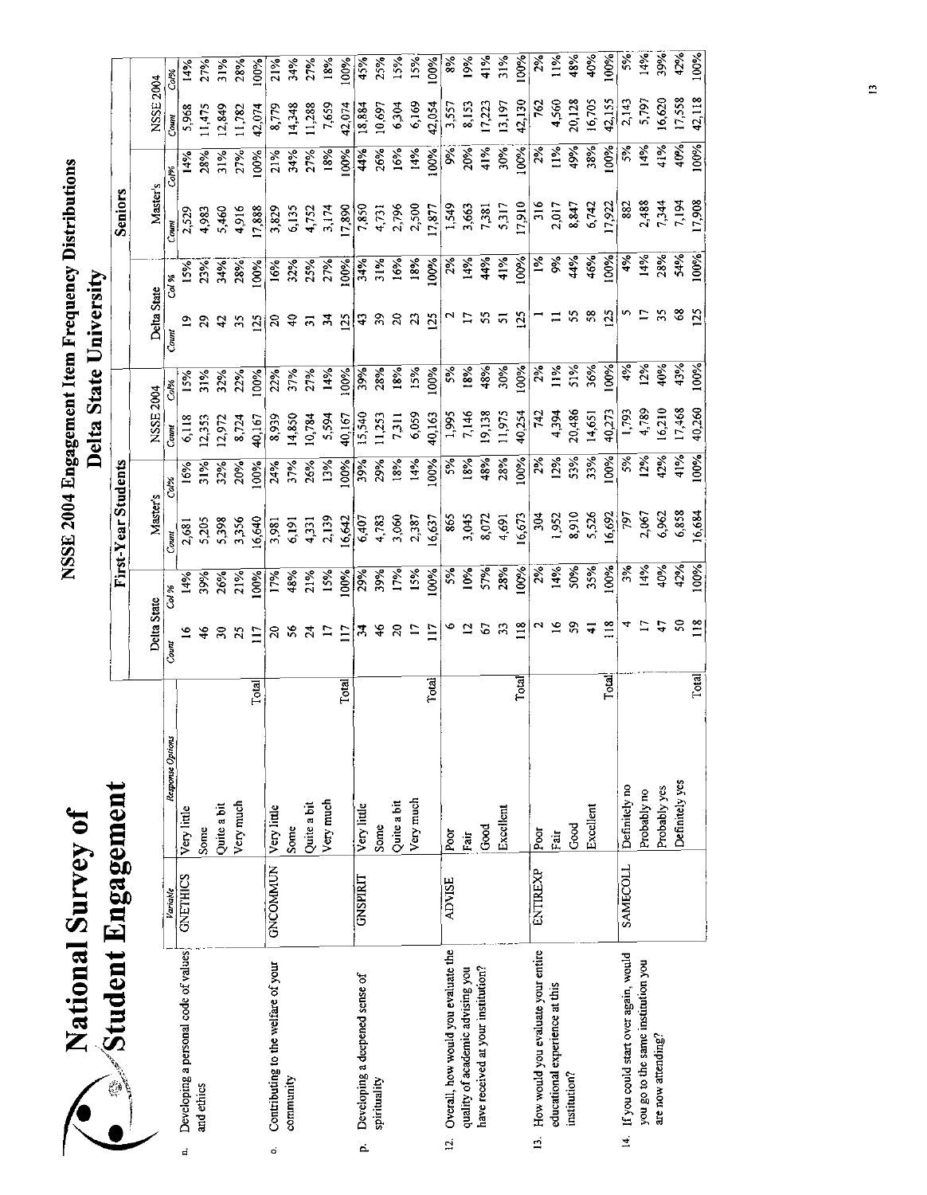# National Survey of Student Engagement

## NSSE 2004 Engagement Item Frequency Distributions

### Delta State University

| | Variable | Response Options | | First-Year Students | | | | | | Seniors | | | | | |
|---|---|---|---|---|---|---|---|---|---|---|---|---|---|---|---|
| | | | | Delta State | | Master's | | NSSE 2004 | | Delta State | | Master's | | NSSE 2004 | |
| | | | | Count | Col % | Count | Col% | Count | Col% | Count | Col % | Count | Col% | Count | Col% |
| n. Developing a personal code of values and ethics | GNETHICS | Very little | | 16 | 14% | 2,681 | 16% | 6,118 | 15% | 19 | 15% | 2,529 | 14% | 5,968 | 14% |
| | | Some | | 46 | 39% | 5,205 | 31% | 12,353 | 31% | 29 | 23% | 4,983 | 28% | 11,475 | 27% |
| | | Quite a bit | | 30 | 26% | 5,398 | 32% | 12,972 | 32% | 42 | 34% | 5,460 | 31% | 12,849 | 31% |
| | | Very much | | 25 | 21% | 3,356 | 20% | 8,724 | 22% | 35 | 28% | 4,916 | 27% | 11,782 | 28% |
| | | | Total | 117 | 100% | 16,640 | 100% | 40,167 | 100% | 125 | 100% | 17,888 | 100% | 42,074 | 100% |
| o. Contributing to the welfare of your community | GNCOMMUN | Very little | | 20 | 17% | 3,981 | 24% | 8,939 | 22% | 20 | 16% | 3,829 | 21% | 8,779 | 21% |
| | | Some | | 56 | 48% | 6,191 | 37% | 14,850 | 37% | 40 | 32% | 6,135 | 34% | 14,348 | 34% |
| | | Quite a bit | | 24 | 21% | 4,331 | 26% | 10,784 | 27% | 31 | 25% | 4,752 | 27% | 11,288 | 27% |
| | | Very much | | 17 | 15% | 2,139 | 13% | 5,594 | 14% | 34 | 27% | 3,174 | 18% | 7,659 | 18% |
| | | | Total | 117 | 100% | 16,642 | 100% | 40,167 | 100% | 125 | 100% | 17,890 | 100% | 42,074 | 100% |
| p. Developing a deepened sense of spirituality | GNSPIRIT | Very little | | 34 | 29% | 6,407 | 39% | 15,540 | 39% | 43 | 34% | 7,850 | 44% | 18,884 | 45% |
| | | Some | | 46 | 39% | 4,783 | 29% | 11,253 | 28% | 39 | 31% | 4,731 | 26% | 10,697 | 25% |
| | | Quite a bit | | 20 | 17% | 3,060 | 18% | 7,311 | 18% | 20 | 16% | 2,796 | 16% | 6,304 | 15% |
| | | Very much | | 17 | 15% | 2,387 | 14% | 6,059 | 15% | 23 | 18% | 2,500 | 14% | 6,169 | 15% |
| | | | Total | 117 | 100% | 16,637 | 100% | 40,163 | 100% | 125 | 100% | 17,877 | 100% | 42,054 | 100% |
| 12. Overall, how would you evaluate the quality of academic advising you have received at your institution? | ADVISE | Poor | | 6 | 5% | 865 | 5% | 1,995 | 5% | 2 | 2% | 1,549 | 9% | 3,557 | 8% |
| | | Fair | | 12 | 10% | 3,045 | 18% | 7,146 | 18% | 17 | 14% | 3,663 | 20% | 8,153 | 19% |
| | | Good | | 67 | 57% | 8,072 | 48% | 19,138 | 48% | 55 | 44% | 7,381 | 41% | 17,223 | 41% |
| | | Excellent | | 33 | 28% | 4,691 | 28% | 11,975 | 30% | 51 | 41% | 5,317 | 30% | 13,197 | 31% |
| | | | Total | 118 | 100% | 16,673 | 100% | 40,254 | 100% | 125 | 100% | 17,910 | 100% | 42,130 | 100% |
| 13. How would you evaluate your entire educational experience at this institution? | ENTIREXP | Poor | | 2 | 2% | 304 | 2% | 742 | 2% | 1 | 1% | 316 | 2% | 762 | 2% |
| | | Fair | | 16 | 14% | 1,952 | 12% | 4,394 | 11% | 11 | 9% | 2,017 | 11% | 4,560 | 11% |
| | | Good | | 59 | 50% | 8,910 | 53% | 20,486 | 51% | 55 | 44% | 8,847 | 49% | 20,128 | 48% |
| | | Excellent | | 41 | 35% | 5,526 | 33% | 14,651 | 36% | 58 | 46% | 6,742 | 38% | 16,705 | 40% |
| | | | Total | 118 | 100% | 16,692 | 100% | 40,273 | 100% | 125 | 100% | 17,922 | 100% | 42,155 | 100% |
| 14. If you could start over again, would you go to the same institution you are now attending? | SAMECOLL | Definitely no | | 4 | 3% | 797 | 5% | 1,793 | 4% | 5 | 4% | 882 | 5% | 2,143 | 5% |
| | | Probably no | | 17 | 14% | 2,067 | 12% | 4,789 | 12% | 17 | 14% | 2,488 | 14% | 5,797 | 14% |
| | | Probably yes | | 47 | 40% | 6,962 | 42% | 16,210 | 40% | 35 | 28% | 7,344 | 41% | 16,620 | 39% |
| | | Definitely yes | | 50 | 42% | 6,858 | 41% | 17,468 | 43% | 68 | 54% | 7,194 | 40% | 17,558 | 42% |
| | | | Total | 118 | 100% | 16,684 | 100% | 40,260 | 100% | 125 | 100% | 17,908 | 100% | 42,118 | 100% |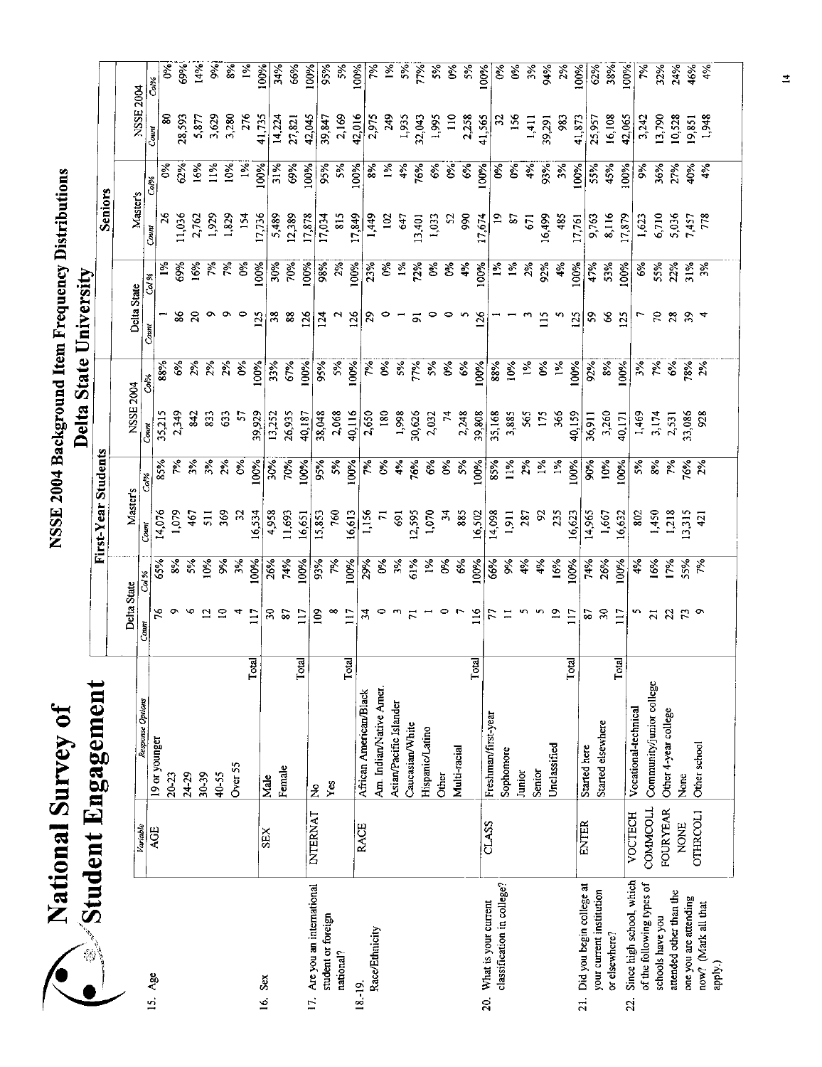# National Survey of Student Engagement

## NSSE 2004 Background Item Frequency Distributions

### Delta State University

| | Variable | Response Options | First-Year Students | | | | | | Seniors | | | | | |
|---|---|---|---|---|---|---|---|---|---|---|---|---|---|---|
| | | | Delta State | | Master's | | NSSE 2004 | | Delta State | | Master's | | NSSE 2004 | |
| | | | Count | Col % | Count | Col% | Count | Col% | Count | Col % | Count | Col% | Count | Col% |
| 15. Age | AGE | 19 or younger | 76 | 65% | 14,076 | 85% | 35,215 | 88% | 1 | 1% | 26 | 0% | 80 | 0% |
| | | 20-23 | 9 | 8% | 1,079 | 7% | 2,349 | 6% | 86 | 69% | 11,036 | 62% | 28,593 | 69% |
| | | 24-29 | 6 | 5% | 467 | 3% | 842 | 2% | 20 | 16% | 2,762 | 16% | 5,877 | 14% |
| | | 30-39 | 12 | 10% | 511 | 3% | 833 | 2% | 9 | 7% | 1,929 | 11% | 3,629 | 9% |
| | | 40-55 | 10 | 9% | 369 | 2% | 633 | 2% | 9 | 7% | 1,829 | 10% | 3,280 | 8% |
| | | Over 55 | 4 | 3% | 32 | 0% | 57 | 0% | 0 | 0% | 154 | 1% | 276 | 1% |
| | | Total | 117 | 100% | 16,534 | 100% | 39,929 | 100% | 125 | 100% | 17,736 | 100% | 41,735 | 100% |
| 16. Sex | SEX | Male | 30 | 26% | 4,958 | 30% | 13,252 | 33% | 38 | 30% | 5,489 | 31% | 14,224 | 34% |
| | | Female | 87 | 74% | 11,693 | 70% | 26,935 | 67% | 88 | 70% | 12,389 | 69% | 27,821 | 66% |
| | | Total | 117 | 100% | 16,651 | 100% | 40,187 | 100% | 126 | 100% | 17,878 | 100% | 42,045 | 100% |
| 17. Are you an international student or foreign national? | INTERNAT | No | 109 | 93% | 15,853 | 95% | 38,048 | 95% | 124 | 98% | 17,034 | 95% | 39,847 | 95% |
| | | Yes | 8 | 7% | 760 | 5% | 2,068 | 5% | 2 | 2% | 815 | 5% | 2,169 | 5% |
| | | Total | 117 | 100% | 16,613 | 100% | 40,116 | 100% | 126 | 100% | 17,849 | 100% | 42,016 | 100% |
| 18.-19. Race/Ethnicity | RACE | African American/Black | 34 | 29% | 1,156 | 7% | 2,650 | 7% | 29 | 23% | 1,449 | 8% | 2,975 | 7% |
| | | Am. Indian/Native Amer. | 0 | 0% | 71 | 0% | 180 | 0% | 0 | 0% | 102 | 1% | 249 | 1% |
| | | Asian/Pacific Islander | 3 | 3% | 691 | 4% | 1,998 | 5% | 1 | 1% | 647 | 4% | 1,935 | 5% |
| | | Caucasian/White | 71 | 61% | 12,595 | 76% | 30,626 | 77% | 91 | 72% | 13,401 | 76% | 32,043 | 77% |
| | | Hispanic/Latino | 1 | 1% | 1,070 | 6% | 2,032 | 5% | 0 | 0% | 1,033 | 6% | 1,995 | 5% |
| | | Other | 0 | 0% | 34 | 0% | 74 | 0% | 0 | 0% | 52 | 0% | 110 | 0% |
| | | Multi-racial | 7 | 6% | 885 | 5% | 2,248 | 6% | 5 | 4% | 990 | 6% | 2,258 | 5% |
| | | Total | 116 | 100% | 16,502 | 100% | 39,808 | 100% | 126 | 100% | 17,674 | 100% | 41,565 | 100% |
| 20. What is your current classification in college? | CLASS | Freshman/first-year | 77 | 66% | 14,098 | 85% | 35,168 | 88% | 1 | 1% | 19 | 0% | 32 | 0% |
| | | Sophomore | 11 | 9% | 1,911 | 11% | 3,885 | 10% | 1 | 1% | 87 | 0% | 156 | 0% |
| | | Junior | 5 | 4% | 287 | 2% | 565 | 1% | 3 | 2% | 671 | 4% | 1,411 | 3% |
| | | Senior | 5 | 4% | 92 | 1% | 175 | 0% | 115 | 92% | 16,499 | 93% | 39,291 | 94% |
| | | Unclassified | 19 | 16% | 235 | 1% | 366 | 1% | 5 | 4% | 485 | 3% | 983 | 2% |
| | | Total | 117 | 100% | 16,623 | 100% | 40,159 | 100% | 125 | 100% | 17,761 | 100% | 41,873 | 100% |
| 21. Did you begin college at your current institution or elsewhere? | ENTER | Started here | 87 | 74% | 14,965 | 90% | 36,911 | 92% | 59 | 47% | 9,763 | 55% | 25,957 | 62% |
| | | Started elsewhere | 30 | 26% | 1,667 | 10% | 3,260 | 8% | 66 | 53% | 8,116 | 45% | 16,108 | 38% |
| | | Total | 117 | 100% | 16,632 | 100% | 40,171 | 100% | 125 | 100% | 17,879 | 100% | 42,065 | 100% |
| 22. Since high school, which of the following types of schools have you attended other than the one you are attending now? (Mark all that apply.) | VOCTECH | Vocational-technical | 5 | 4% | 802 | 5% | 1,469 | 3% | 7 | 6% | 1,623 | 9% | 3,242 | 7% |
| | COMMCOLL | Community/junior college | 21 | 16% | 1,450 | 8% | 3,174 | 7% | 70 | 55% | 6,710 | 36% | 13,790 | 32% |
| | FOURYEAR | Other 4-year college | 22 | 17% | 1,218 | 7% | 2,531 | 6% | 28 | 22% | 5,036 | 27% | 10,528 | 24% |
| | NONE | None | 73 | 55% | 13,315 | 76% | 33,086 | 78% | 39 | 31% | 7,457 | 40% | 19,851 | 46% |
| | OTHRCOL1 | Other school | 9 | 7% | 421 | 2% | 928 | 2% | 4 | 3% | 778 | 4% | 1,948 | 4% |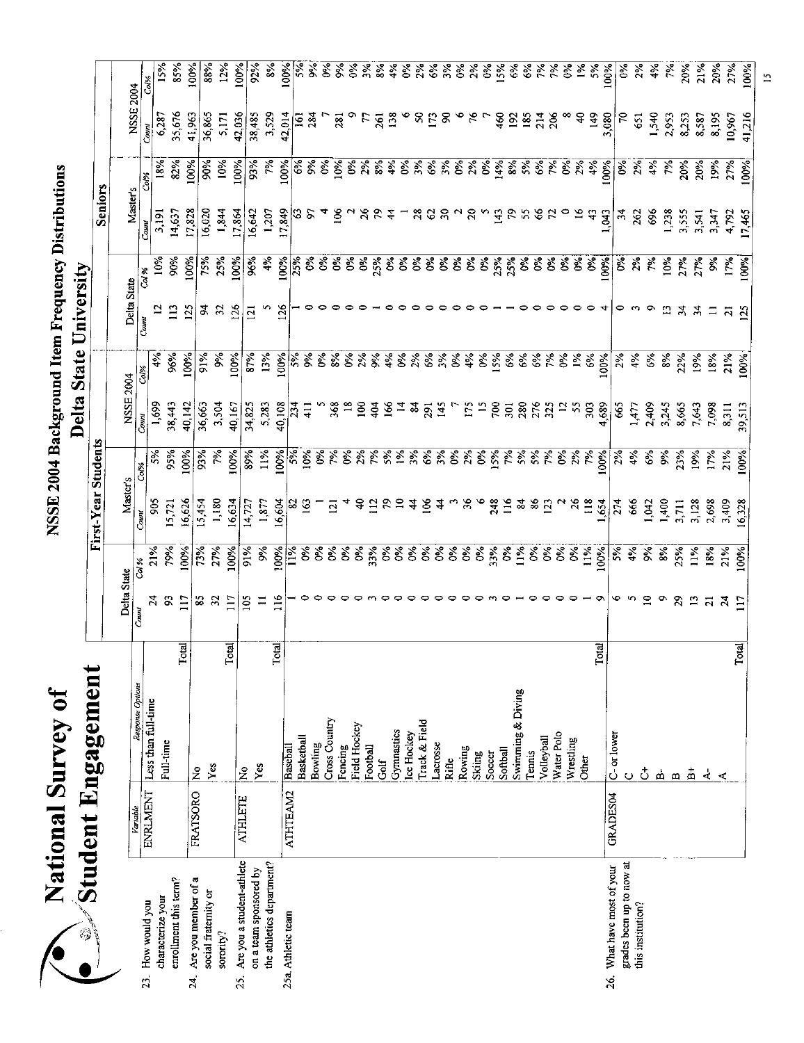# National Survey of Student Engagement

## NSSE 2004 Background Item Frequency Distributions

## Delta State University

| | Variable | Response Options | First-Year Students | | | | | | Seniors | | | | | |
|---|---|---|---|---|---|---|---|---|---|---|---|---|---|---|
| | | | Delta State | | Master's | | NSSE 2004 | | Delta State | | Master's | | NSSE 2004 | |
| | | | Count | Col % | Count | Col% | Count | Col% | Count | Col % | Count | Col% | Count | Col% |
| 23. How would you characterize your enrollment this term? | ENRLMENT | Less than full-time | 24 | 21% | 905 | 5% | 1,699 | 4% | 12 | 10% | 3,191 | 18% | 6,287 | 15% |
| | | Full-time | 93 | 79% | 15,721 | 95% | 38,443 | 96% | 113 | 90% | 14,637 | 82% | 35,676 | 85% |
| | | Total | 117 | 100% | 16,626 | 100% | 40,142 | 100% | 125 | 100% | 17,828 | 100% | 41,963 | 100% |
| 24. Are you member of a social fraternity or sorority? | FRATSORO | No | 85 | 73% | 15,454 | 93% | 36,663 | 91% | 94 | 75% | 16,020 | 90% | 36,865 | 88% |
| | | Yes | 32 | 27% | 1,180 | 7% | 3,504 | 9% | 32 | 25% | 1,844 | 10% | 5,171 | 12% |
| | | Total | 117 | 100% | 16,634 | 100% | 40,167 | 100% | 126 | 100% | 17,864 | 100% | 42,036 | 100% |
| 25. Are you a student-athlete on a team sponsored by the athletics department? | ATHLETE | No | 105 | 91% | 14,727 | 89% | 34,825 | 87% | 121 | 96% | 16,642 | 93% | 38,485 | 92% |
| | | Yes | 11 | 9% | 1,877 | 11% | 5,283 | 13% | 5 | 4% | 1,207 | 7% | 3,529 | 8% |
| | | Total | 116 | 100% | 16,604 | 100% | 40,108 | 100% | 126 | 100% | 17,849 | 100% | 42,014 | 100% |
| 25a. Athletic team | ATHTEAM2 | Baseball | 1 | 11% | 82 | 5% | 234 | 5% | 1 | 25% | 63 | 6% | 161 | 5% |
| | | Basketball | 0 | 0% | 163 | 10% | 411 | 9% | 0 | 0% | 97 | 9% | 284 | 9% |
| | | Bowling | 0 | 0% | 1 | 0% | 5 | 0% | 0 | 0% | 4 | 0% | 7 | 0% |
| | | Cross Country | 0 | 0% | 121 | 7% | 368 | 8% | 0 | 0% | 106 | 10% | 281 | 9% |
| | | Fencing | 0 | 0% | 4 | 0% | 18 | 0% | 0 | 0% | 2 | 0% | 9 | 0% |
| | | Field Hockey | 0 | 0% | 40 | 2% | 100 | 2% | 0 | 0% | 26 | 2% | 77 | 3% |
| | | Football | 3 | 33% | 112 | 7% | 404 | 9% | 1 | 25% | 79 | 8% | 261 | 8% |
| | | Golf | 0 | 0% | 79 | 5% | 166 | 4% | 0 | 0% | 44 | 4% | 138 | 4% |
| | | Gymnastics | 0 | 0% | 10 | 1% | 14 | 0% | 0 | 0% | 1 | 0% | 6 | 0% |
| | | Ice Hockey | 0 | 0% | 44 | 3% | 84 | 2% | 0 | 0% | 28 | 3% | 50 | 2% |
| | | Track & Field | 0 | 0% | 106 | 6% | 291 | 6% | 0 | 0% | 62 | 6% | 173 | 6% |
| | | Lacrosse | 0 | 0% | 44 | 3% | 145 | 3% | 0 | 0% | 30 | 3% | 90 | 3% |
| | | Rifle | 0 | 0% | 3 | 0% | 7 | 0% | 0 | 0% | 2 | 0% | 6 | 0% |
| | | Rowing | 0 | 0% | 36 | 2% | 175 | 4% | 0 | 0% | 20 | 2% | 76 | 2% |
| | | Skiing | 0 | 0% | 6 | 0% | 15 | 0% | 0 | 0% | 5 | 0% | 7 | 0% |
| | | Soccer | 3 | 33% | 248 | 15% | 700 | 15% | 1 | 25% | 143 | 14% | 460 | 15% |
| | | Softball | 0 | 0% | 116 | 7% | 301 | 6% | 1 | 25% | 79 | 8% | 192 | 6% |
| | | Swimming & Diving | 1 | 11% | 84 | 5% | 280 | 6% | 0 | 0% | 55 | 5% | 185 | 6% |
| | | Tennis | 0 | 0% | 86 | 5% | 276 | 6% | 0 | 0% | 66 | 6% | 214 | 7% |
| | | Volleyball | 0 | 0% | 123 | 7% | 325 | 7% | 0 | 0% | 72 | 7% | 206 | 7% |
| | | Water Polo | 0 | 0% | 2 | 0% | 12 | 0% | 0 | 0% | 0 | 0% | 8 | 0% |
| | | Wrestling | 0 | 0% | 26 | 2% | 55 | 1% | 0 | 0% | 16 | 2% | 40 | 1% |
| | | Other | 1 | 11% | 118 | 7% | 303 | 6% | 0 | 0% | 43 | 4% | 149 | 5% |
| | | Total | 9 | 100% | 1,654 | 100% | 4,689 | 100% | 4 | 100% | 1,043 | 100% | 3,080 | 100% |
| 26. What have most of your grades been up to now at this institution? | GRADES04 | C- or lower | 6 | 5% | 274 | 2% | 665 | 2% | 0 | 0% | 34 | 0% | 70 | 0% |
| | | C | 5 | 4% | 666 | 4% | 1,477 | 4% | 3 | 2% | 262 | 2% | 651 | 2% |
| | | C+ | 10 | 9% | 1,042 | 6% | 2,409 | 6% | 9 | 7% | 696 | 4% | 1,540 | 4% |
| | | B- | 9 | 8% | 1,400 | 9% | 3,245 | 8% | 13 | 10% | 1,238 | 7% | 2,953 | 7% |
| | | B | 29 | 25% | 3,711 | 23% | 8,665 | 22% | 34 | 27% | 3,555 | 20% | 8,253 | 20% |
| | | B+ | 13 | 11% | 3,128 | 19% | 7,643 | 19% | 34 | 27% | 3,541 | 20% | 8,587 | 21% |
| | | A- | 21 | 18% | 2,698 | 17% | 7,098 | 18% | 11 | 9% | 3,347 | 19% | 8,195 | 20% |
| | | A | 24 | 21% | 3,409 | 21% | 8,311 | 21% | 21 | 17% | 4,792 | 27% | 10,967 | 27% |
| | | Total | 117 | 100% | 16,328 | 100% | 39,513 | 100% | 125 | 100% | 17,465 | 100% | 41,216 | 100% |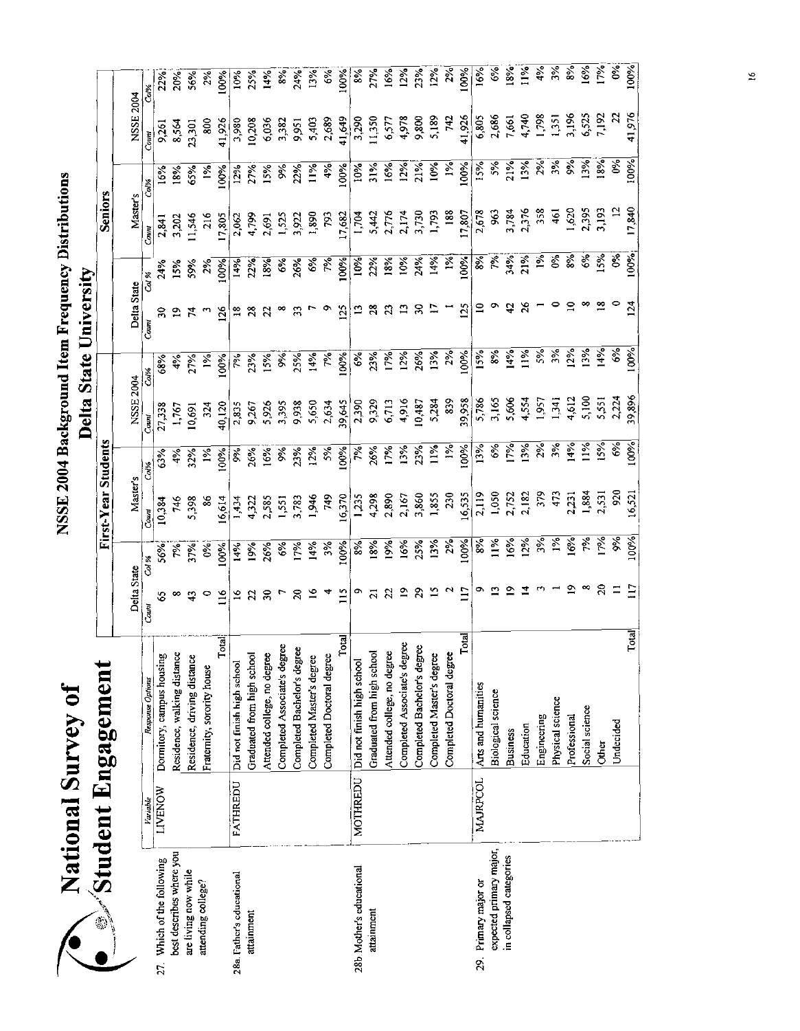# National Survey of Student Engagement

## NSSE 2004 Background Item Frequency Distributions

### Delta State University

| | Variable | Response Options | First-Year Students: Delta State Count | Col % | Master's Count | Col% | NSSE 2004 Count | Col% | Seniors: Delta State Count | Col % | Master's Count | Col% | NSSE 2004 Count | Col% |
|---|---|---|---|---|---|---|---|---|---|---|---|---|---|---|
| 27. Which of the following best describes where you are living now while attending college? | LIVENOW | Dormitory, campus housing | 65 | 56% | 10,384 | 63% | 27,338 | 68% | 30 | 24% | 2,841 | 16% | 9,261 | 22% |
| | | Residence, walking distance | 8 | 7% | 746 | 4% | 1,767 | 4% | 19 | 15% | 3,202 | 18% | 8,564 | 20% |
| | | Residence, driving distance | 43 | 37% | 5,398 | 32% | 10,691 | 27% | 74 | 59% | 11,546 | 65% | 23,301 | 56% |
| | | Fraternity, sorority house | 0 | 0% | 86 | 1% | 324 | 1% | 3 | 2% | 216 | 1% | 800 | 2% |
| | | Total | 116 | 100% | 16,614 | 100% | 40,120 | 100% | 126 | 100% | 17,805 | 100% | 41,926 | 100% |
| 28a. Father's educational attainment | FATHREDU | Did not finish high school | 16 | 14% | 1,434 | 9% | 2,835 | 7% | 18 | 14% | 2,062 | 12% | 3,980 | 10% |
| | | Graduated from high school | 22 | 19% | 4,322 | 26% | 9,267 | 23% | 28 | 22% | 4,799 | 27% | 10,208 | 25% |
| | | Attended college, no degree | 30 | 26% | 2,585 | 16% | 5,926 | 15% | 22 | 18% | 2,691 | 15% | 6,036 | 14% |
| | | Completed Associate's degree | 7 | 6% | 1,551 | 9% | 3,395 | 9% | 8 | 6% | 1,525 | 9% | 3,382 | 8% |
| | | Completed Bachelor's degree | 20 | 17% | 3,783 | 23% | 9,938 | 25% | 33 | 26% | 3,922 | 22% | 9,951 | 24% |
| | | Completed Master's degree | 16 | 14% | 1,946 | 12% | 5,650 | 14% | 7 | 6% | 1,890 | 11% | 5,403 | 13% |
| | | Completed Doctoral degree | 4 | 3% | 749 | 5% | 2,634 | 7% | 9 | 7% | 793 | 4% | 2,689 | 6% |
| | | Total | 115 | 100% | 16,370 | 100% | 39,645 | 100% | 125 | 100% | 17,682 | 100% | 41,649 | 100% |
| 28b. Mother's educational attainment | MOTHREDU | Did not finish high school | 9 | 8% | 1,235 | 7% | 2,390 | 6% | 13 | 10% | 1,704 | 10% | 3,290 | 8% |
| | | Graduated from high school | 21 | 18% | 4,298 | 26% | 9,329 | 23% | 28 | 22% | 5,442 | 31% | 11,350 | 27% |
| | | Attended college, no degree | 22 | 19% | 2,890 | 17% | 6,713 | 17% | 23 | 18% | 2,776 | 16% | 6,577 | 16% |
| | | Completed Associate's degree | 19 | 16% | 2,167 | 13% | 4,916 | 12% | 13 | 10% | 2,174 | 12% | 4,978 | 12% |
| | | Completed Bachelor's degree | 29 | 25% | 3,860 | 23% | 10,487 | 26% | 30 | 24% | 3,730 | 21% | 9,800 | 23% |
| | | Completed Master's degree | 15 | 13% | 1,855 | 11% | 5,284 | 13% | 17 | 14% | 1,793 | 10% | 5,189 | 12% |
| | | Completed Doctoral degree | 2 | 2% | 230 | 1% | 839 | 2% | 1 | 1% | 188 | 1% | 742 | 2% |
| | | Total | 117 | 100% | 16,535 | 100% | 39,958 | 100% | 125 | 100% | 17,807 | 100% | 41,926 | 100% |
| 29. Primary major or expected primary major, in collapsed categories | MAJRPCOL | Arts and humanities | 9 | 8% | 2,119 | 13% | 5,786 | 15% | 10 | 8% | 2,678 | 15% | 6,805 | 16% |
| | | Biological science | 13 | 11% | 1,050 | 6% | 3,165 | 8% | 9 | 7% | 963 | 5% | 2,686 | 6% |
| | | Business | 19 | 16% | 2,752 | 17% | 5,606 | 14% | 42 | 34% | 3,784 | 21% | 7,661 | 18% |
| | | Education | 14 | 12% | 2,182 | 13% | 4,554 | 11% | 26 | 21% | 2,376 | 13% | 4,740 | 11% |
| | | Engineering | 3 | 3% | 379 | 2% | 1,957 | 5% | 1 | 1% | 358 | 2% | 1,798 | 4% |
| | | Physical science | 1 | 1% | 473 | 3% | 1,341 | 3% | 0 | 0% | 461 | 3% | 1,351 | 3% |
| | | Professional | 19 | 16% | 2,231 | 14% | 4,612 | 12% | 10 | 8% | 1,620 | 9% | 3,196 | 8% |
| | | Social science | 8 | 7% | 1,884 | 11% | 5,100 | 13% | 8 | 6% | 2,395 | 13% | 6,525 | 16% |
| | | Other | 20 | 17% | 2,531 | 15% | 5,551 | 14% | 18 | 15% | 3,193 | 18% | 7,192 | 17% |
| | | Undecided | 11 | 9% | 920 | 6% | 2,224 | 6% | 0 | 0% | 12 | 0% | 22 | 0% |
| | | Total | 117 | 100% | 16,521 | 100% | 39,896 | 100% | 124 | 100% | 17,840 | 100% | 41,976 | 100% |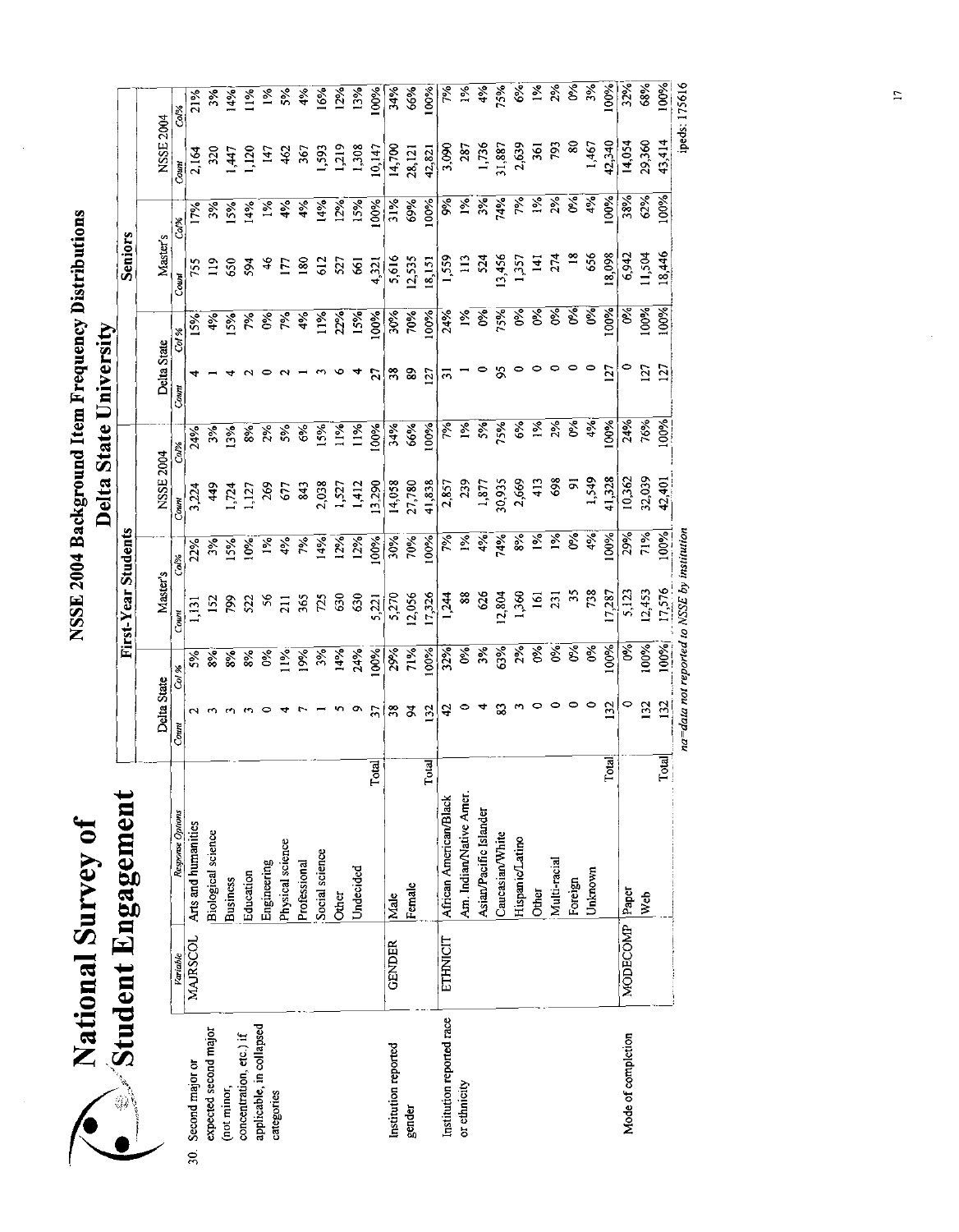# National Survey of Student Engagement

## NSSE 2004 Background Item Frequency Distributions

## Delta State University

| | Variable | Response Options | First-Year Students | | | | | | Seniors | | | | | |
|---|---|---|---|---|---|---|---|---|---|---|---|---|---|---|
| | | | Delta State | | Master's | | NSSE 2004 | | Delta State | | Master's | | NSSE 2004 | |
| | | | Count | Col % | Count | Col% | Count | Col% | Count | Col % | Count | Col% | Count | Col% |
| 30. Second major or expected second major (not minor, concentration, etc.) if applicable, in collapsed categories | MAJRSCOL | Arts and humanities | 2 | 5% | 1,131 | 22% | 3,224 | 24% | 4 | 15% | 755 | 17% | 2,164 | 21% |
| | | Biological science | 3 | 8% | 152 | 3% | 449 | 3% | 1 | 4% | 119 | 3% | 320 | 3% |
| | | Business | 3 | 8% | 799 | 15% | 1,724 | 13% | 4 | 15% | 650 | 15% | 1,447 | 14% |
| | | Education | 3 | 8% | 522 | 10% | 1,127 | 8% | 2 | 7% | 594 | 14% | 1,120 | 11% |
| | | Engineering | 0 | 0% | 56 | 1% | 269 | 2% | 0 | 0% | 46 | 1% | 147 | 1% |
| | | Physical science | 4 | 11% | 211 | 4% | 677 | 5% | 2 | 7% | 177 | 4% | 462 | 5% |
| | | Professional | 7 | 19% | 365 | 7% | 843 | 6% | 1 | 4% | 180 | 4% | 367 | 4% |
| | | Social science | 1 | 3% | 725 | 14% | 2,038 | 15% | 3 | 11% | 612 | 14% | 1,593 | 16% |
| | | Other | 5 | 14% | 630 | 12% | 1,527 | 11% | 6 | 22% | 527 | 12% | 1,219 | 12% |
| | | Undecided | 9 | 24% | 630 | 12% | 1,412 | 11% | 4 | 15% | 661 | 15% | 1,308 | 13% |
| | | Total | 37 | 100% | 5,221 | 100% | 13,290 | 100% | 27 | 100% | 4,321 | 100% | 10,147 | 100% |
| Institution reported gender | GENDER | Male | 38 | 29% | 5,270 | 30% | 14,058 | 34% | 38 | 30% | 5,616 | 31% | 14,700 | 34% |
| | | Female | 94 | 71% | 12,056 | 70% | 27,780 | 66% | 89 | 70% | 12,535 | 69% | 28,121 | 66% |
| | | Total | 132 | 100% | 17,326 | 100% | 41,838 | 100% | 127 | 100% | 18,151 | 100% | 42,821 | 100% |
| Institution reported race or ethnicity | ETHNICIT | African American/Black | 42 | 32% | 1,244 | 7% | 2,857 | 7% | 31 | 24% | 1,559 | 9% | 3,090 | 7% |
| | | Am. Indian/Native Amer. | 0 | 0% | 88 | 1% | 239 | 1% | 1 | 1% | 113 | 1% | 287 | 1% |
| | | Asian/Pacific Islander | 4 | 3% | 626 | 4% | 1,877 | 5% | 0 | 0% | 524 | 3% | 1,736 | 4% |
| | | Caucasian/White | 83 | 63% | 12,804 | 74% | 30,935 | 75% | 95 | 75% | 13,456 | 74% | 31,887 | 75% |
| | | Hispanic/Latino | 3 | 2% | 1,360 | 8% | 2,669 | 6% | 0 | 0% | 1,357 | 7% | 2,639 | 6% |
| | | Other | 0 | 0% | 161 | 1% | 413 | 1% | 0 | 0% | 141 | 1% | 361 | 1% |
| | | Multi-racial | 0 | 0% | 231 | 1% | 698 | 2% | 0 | 0% | 274 | 2% | 793 | 2% |
| | | Foreign | 0 | 0% | 35 | 0% | 91 | 0% | 0 | 0% | 18 | 0% | 80 | 0% |
| | | Unknown | 0 | 0% | 738 | 4% | 1,549 | 4% | 0 | 0% | 656 | 4% | 1,467 | 3% |
| | | Total | 132 | 100% | 17,287 | 100% | 41,328 | 100% | 127 | 100% | 18,098 | 100% | 42,340 | 100% |
| Mode of completion | MODECOMP | Paper | 0 | 0% | 5,123 | 29% | 10,362 | 24% | 0 | 0% | 6,942 | 38% | 14,054 | 32% |
| | | Web | 132 | 100% | 12,453 | 71% | 32,039 | 76% | 127 | 100% | 11,504 | 62% | 29,360 | 68% |
| | | Total | 132 | 100% | 17,576 | 100% | 42,401 | 100% | 127 | 100% | 18,446 | 100% | 43,414 | 100% |

*na=data not reported to NSSE by institution*

ipeds: 175616